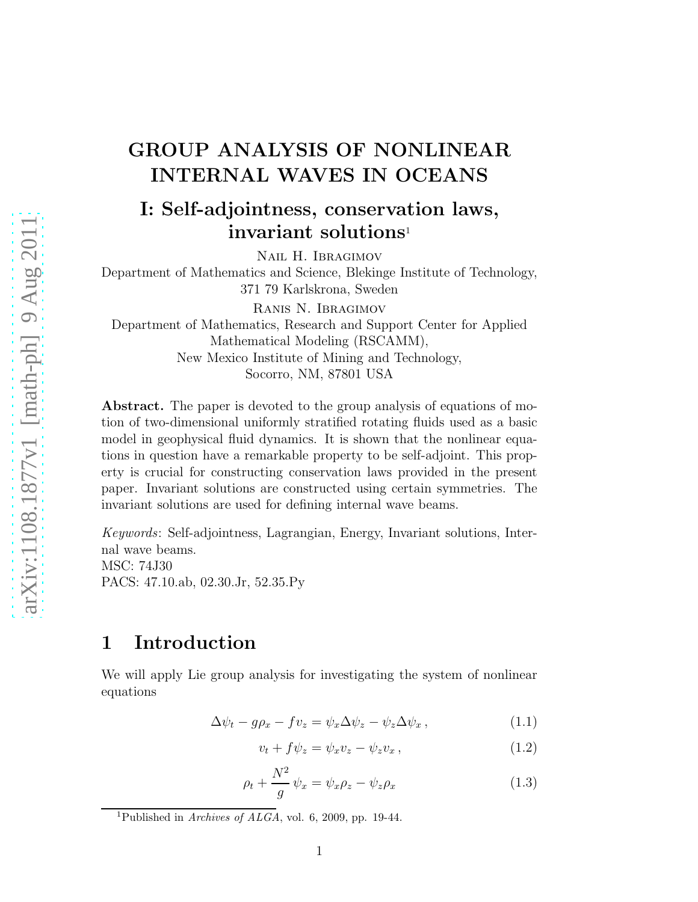# GROUP ANALYSIS OF NONLINEAR INTERNAL WAVES IN OCEANS

## I: Self-adjointness, conservation laws, invariant solutions[1]

Nail H. Ibragimov

Department of Mathematics and Science, Blekinge Institute of Technology, 371 79 Karlskrona, Sweden

Ranis N. Ibragimov

Department of Mathematics, Research and Support Center for Applied Mathematical Modeling (RSCAMM), New Mexico Institute of Mining and Technology, Socorro, NM, 87801 USA

**Abstract.** The paper is devoted to the group analysis of equations of motion of two-dimensional uniformly stratified rotating fluids used as a basic model in geophysical fluid dynamics. It is shown that the nonlinear equations in question have a remarkable property to be self-adjoint. This property is crucial for constructing conservation laws provided in the present paper. Invariant solutions are constructed using certain symmetries. The invariant solutions are used for defining internal wave beams.

*Keywords*: Self-adjointness, Lagrangian, Energy, Invariant solutions, Internal wave beams.
MSC: 74J30
PACS: 47.10.ab, 02.30.Jr, 52.35.Py

# 1 Introduction

We will apply Lie group analysis for investigating the system of nonlinear equations

$$\Delta\psi_t - g\rho_x - f v_z = \psi_x \Delta\psi_z - \psi_z \Delta\psi_x\,, \tag{1.1}$$

$$v_t + f\psi_z = \psi_x v_z - \psi_z v_x\,, \tag{1.2}$$

$$\rho_t + \frac{N^2}{g}\,\psi_x = \psi_x \rho_z - \psi_z \rho_x \tag{1.3}$$

[1] Published in *Archives of ALGA*, vol. 6, 2009, pp. 19-44.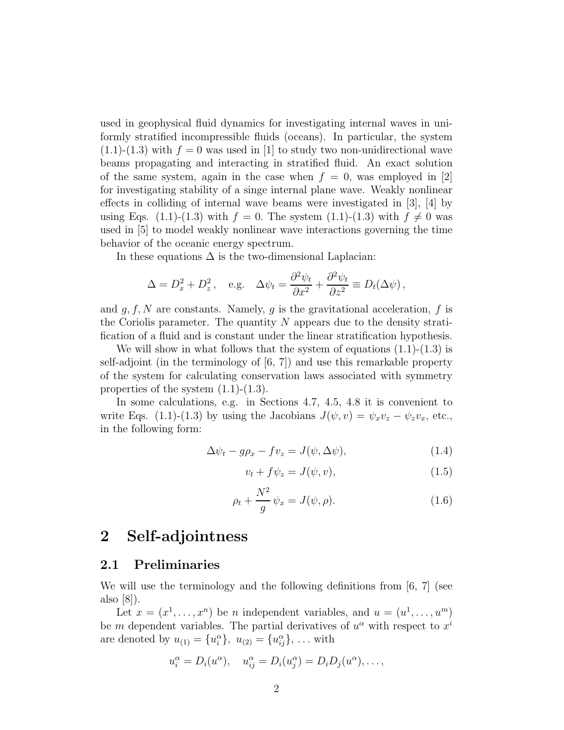used in geophysical fluid dynamics for investigating internal waves in uniformly stratified incompressible fluids (oceans). In particular, the system (1.1)-(1.3) with $f = 0$ was used in [1] to study two non-unidirectional wave beams propagating and interacting in stratified fluid. An exact solution of the same system, again in the case when $f = 0$, was employed in [2] for investigating stability of a singe internal plane wave. Weakly nonlinear effects in colliding of internal wave beams were investigated in [3], [4] by using Eqs. (1.1)-(1.3) with $f = 0$. The system (1.1)-(1.3) with $f \neq 0$ was used in [5] to model weakly nonlinear wave interactions governing the time behavior of the oceanic energy spectrum.

In these equations $\Delta$ is the two-dimensional Laplacian:

$$\Delta = D_x^2 + D_z^2\,, \quad \text{e.g.} \quad \Delta\psi_t = \frac{\partial^2 \psi_t}{\partial x^2} + \frac{\partial^2 \psi_t}{\partial z^2} \equiv D_t(\Delta\psi)\,,$$

and $g, f, N$ are constants. Namely, $g$ is the gravitational acceleration, $f$ is the Coriolis parameter. The quantity $N$ appears due to the density stratification of a fluid and is constant under the linear stratification hypothesis.

We will show in what follows that the system of equations (1.1)-(1.3) is self-adjoint (in the terminology of [6, 7]) and use this remarkable property of the system for calculating conservation laws associated with symmetry properties of the system (1.1)-(1.3).

In some calculations, e.g. in Sections 4.7, 4.5, 4.8 it is convenient to write Eqs. (1.1)-(1.3) by using the Jacobians $J(\psi, v) = \psi_x v_z - \psi_z v_x$, etc., in the following form:

$$\Delta\psi_t - g\rho_x - f v_z = J(\psi, \Delta\psi), \tag{1.4}$$

$$v_t + f\psi_z = J(\psi, v), \tag{1.5}$$

$$\rho_t + \frac{N^2}{g}\,\psi_x = J(\psi, \rho). \tag{1.6}$$

# 2 Self-adjointness

## 2.1 Preliminaries

We will use the terminology and the following definitions from [6, 7] (see also [8]).

Let $x = (x^1, \ldots, x^n)$ be $n$ independent variables, and $u = (u^1, \ldots, u^m)$ be $m$ dependent variables. The partial derivatives of $u^\alpha$ with respect to $x^i$ are denoted by $u_{(1)} = \{u_i^\alpha\},\ u_{(2)} = \{u_{ij}^\alpha\}, \ldots$ with

$$u_i^\alpha = D_i(u^\alpha), \quad u_{ij}^\alpha = D_i(u_j^\alpha) = D_i D_j(u^\alpha), \ldots,$$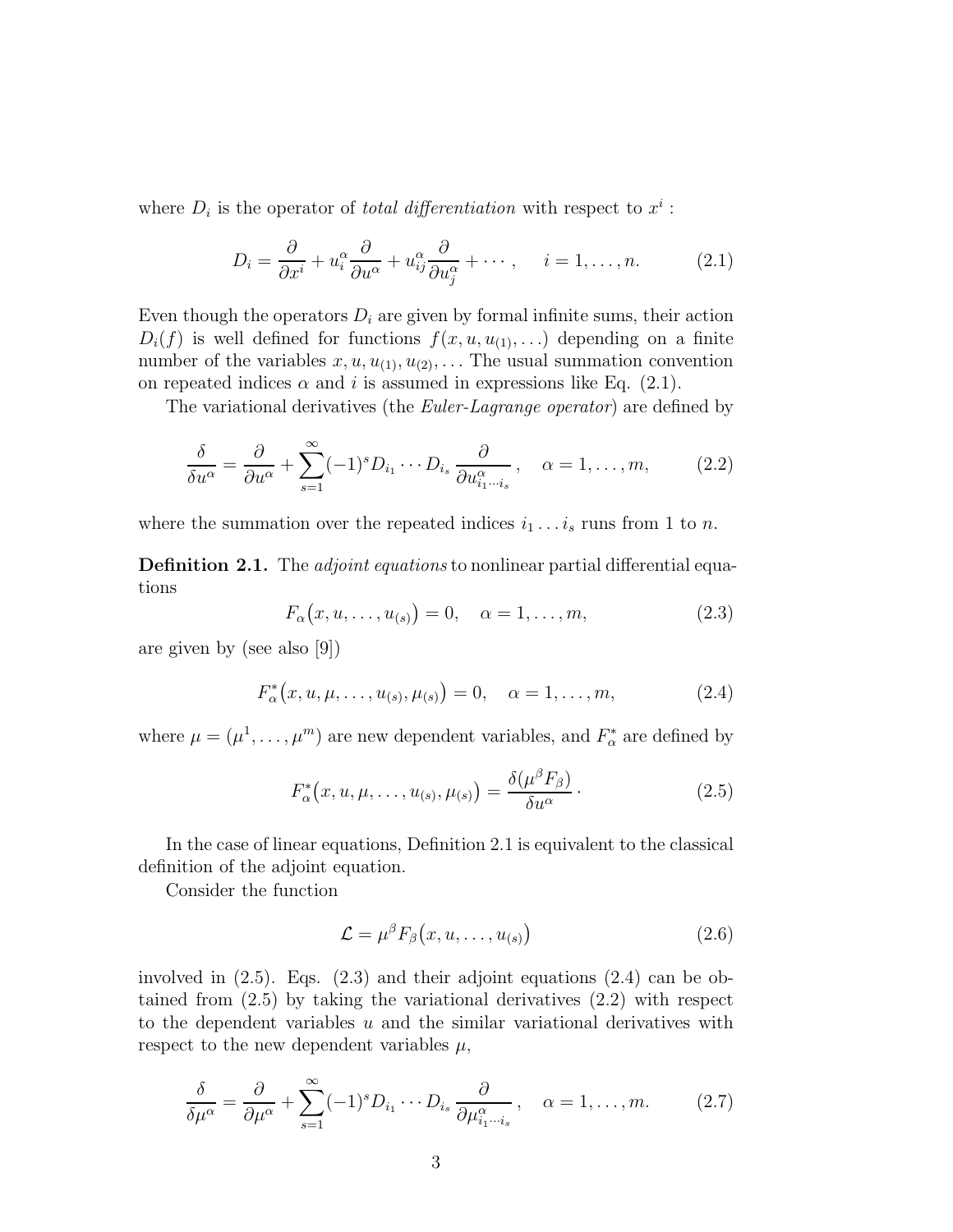where $D_i$ is the operator of *total differentiation* with respect to $x^i$ :

$$D_i = \frac{\partial}{\partial x^i} + u_i^\alpha \frac{\partial}{\partial u^\alpha} + u_{ij}^\alpha \frac{\partial}{\partial u_j^\alpha} + \cdots, \quad i = 1, \ldots, n. \tag{2.1}$$

Even though the operators $D_i$ are given by formal infinite sums, their action $D_i(f)$ is well defined for functions $f(x, u, u_{(1)}, \ldots)$ depending on a finite number of the variables $x, u, u_{(1)}, u_{(2)}, \ldots$ The usual summation convention on repeated indices $\alpha$ and $i$ is assumed in expressions like Eq. (2.1).

The variational derivatives (the *Euler-Lagrange operator*) are defined by

$$\frac{\delta}{\delta u^\alpha} = \frac{\partial}{\partial u^\alpha} + \sum_{s=1}^{\infty} (-1)^s D_{i_1} \cdots D_{i_s} \frac{\partial}{\partial u_{i_1 \cdots i_s}^\alpha}, \quad \alpha = 1, \ldots, m, \tag{2.2}$$

where the summation over the repeated indices $i_1 \ldots i_s$ runs from 1 to $n$.

**Definition 2.1.** The *adjoint equations* to nonlinear partial differential equations

$$F_\alpha\big(x, u, \ldots, u_{(s)}\big) = 0, \quad \alpha = 1, \ldots, m, \tag{2.3}$$

are given by (see also [9])

$$F_\alpha^*\big(x, u, \mu, \ldots, u_{(s)}, \mu_{(s)}\big) = 0, \quad \alpha = 1, \ldots, m, \tag{2.4}$$

where $\mu = (\mu^1, \ldots, \mu^m)$ are new dependent variables, and $F_\alpha^*$ are defined by

$$F_\alpha^*\big(x, u, \mu, \ldots, u_{(s)}, \mu_{(s)}\big) = \frac{\delta(\mu^\beta F_\beta)}{\delta u^\alpha} \cdot \tag{2.5}$$

In the case of linear equations, Definition 2.1 is equivalent to the classical definition of the adjoint equation.

Consider the function

$$\mathcal{L} = \mu^\beta F_\beta\big(x, u, \ldots, u_{(s)}\big) \tag{2.6}$$

involved in (2.5). Eqs. (2.3) and their adjoint equations (2.4) can be obtained from (2.5) by taking the variational derivatives (2.2) with respect to the dependent variables $u$ and the similar variational derivatives with respect to the new dependent variables $\mu$,

$$\frac{\delta}{\delta \mu^\alpha} = \frac{\partial}{\partial \mu^\alpha} + \sum_{s=1}^{\infty} (-1)^s D_{i_1} \cdots D_{i_s} \frac{\partial}{\partial \mu_{i_1 \cdots i_s}^\alpha}, \quad \alpha = 1, \ldots, m. \tag{2.7}$$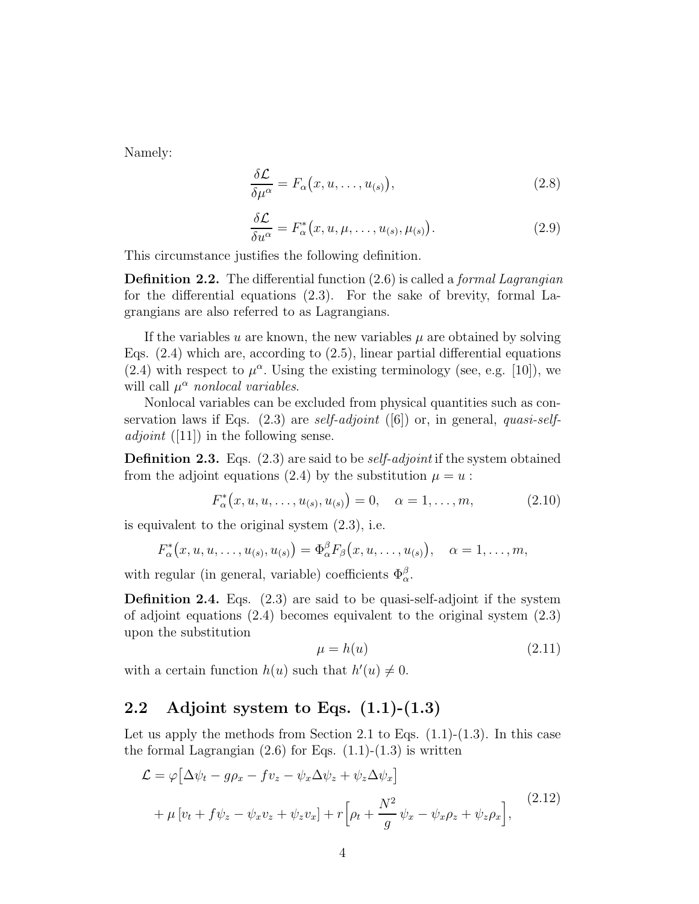Namely:

$$
\frac{\delta \mathcal{L}}{\delta \mu^\alpha} = F_\alpha\big(x, u, \ldots, u_{(s)}\big), \tag{2.8}
$$

$$
\frac{\delta \mathcal{L}}{\delta u^\alpha} = F^*_\alpha\big(x, u, \mu, \ldots, u_{(s)}, \mu_{(s)}\big). \tag{2.9}
$$

This circumstance justifies the following definition.

**Definition 2.2.** The differential function (2.6) is called a *formal Lagrangian* for the differential equations (2.3). For the sake of brevity, formal Lagrangians are also referred to as Lagrangians.

If the variables $u$ are known, the new variables $\mu$ are obtained by solving Eqs. (2.4) which are, according to (2.5), linear partial differential equations (2.4) with respect to $\mu^\alpha$. Using the existing terminology (see, e.g. [10]), we will call $\mu^\alpha$ *nonlocal variables*.

Nonlocal variables can be excluded from physical quantities such as conservation laws if Eqs. (2.3) are *self-adjoint* ([6]) or, in general, *quasi-self-adjoint* ([11]) in the following sense.

**Definition 2.3.** Eqs. (2.3) are said to be *self-adjoint* if the system obtained from the adjoint equations (2.4) by the substitution $\mu = u$ :

$$
F^*_\alpha\big(x, u, u, \ldots, u_{(s)}, u_{(s)}\big) = 0, \quad \alpha = 1, \ldots, m, \tag{2.10}
$$

is equivalent to the original system (2.3), i.e.

$$
F^*_\alpha\big(x, u, u, \ldots, u_{(s)}, u_{(s)}\big) = \Phi^\beta_\alpha F_\beta\big(x, u, \ldots, u_{(s)}\big), \quad \alpha = 1, \ldots, m,
$$

with regular (in general, variable) coefficients $\Phi^\beta_\alpha$.

**Definition 2.4.** Eqs. (2.3) are said to be quasi-self-adjoint if the system of adjoint equations (2.4) becomes equivalent to the original system (2.3) upon the substitution

$$
\mu = h(u) \tag{2.11}
$$

with a certain function $h(u)$ such that $h'(u) \neq 0$.

## 2.2 Adjoint system to Eqs. (1.1)-(1.3)

Let us apply the methods from Section 2.1 to Eqs. (1.1)-(1.3). In this case the formal Lagrangian (2.6) for Eqs. (1.1)-(1.3) is written

$$
\begin{aligned}
\mathcal{L} = \varphi\big[&\Delta\psi_t - g\rho_x - f v_z - \psi_x \Delta\psi_z + \psi_z \Delta\psi_x\big] \\
&+ \mu\left[v_t + f\psi_z - \psi_x v_z + \psi_z v_x\right] + r\Big[\rho_t + \frac{N^2}{g}\,\psi_x - \psi_x \rho_z + \psi_z \rho_x\Big],
\end{aligned} \tag{2.12}
$$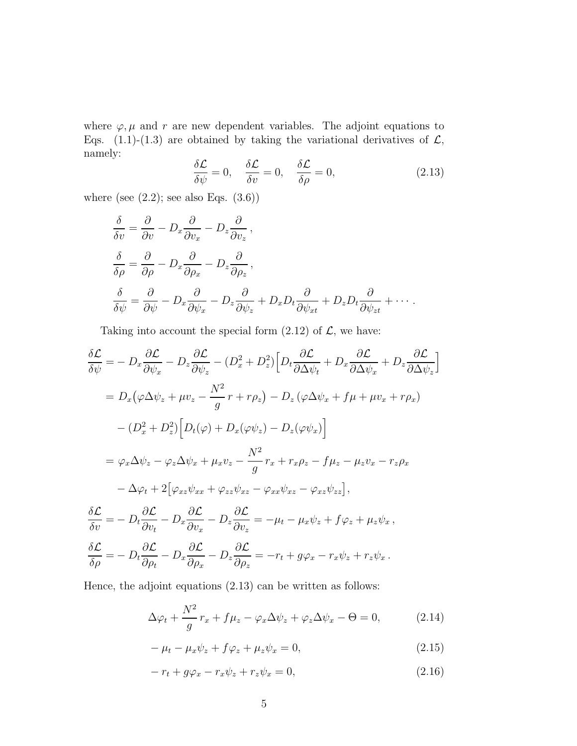where $\varphi, \mu$ and $r$ are new dependent variables. The adjoint equations to Eqs. (1.1)-(1.3) are obtained by taking the variational derivatives of $\mathcal{L}$, namely:

$$\frac{\delta \mathcal{L}}{\delta \psi} = 0, \quad \frac{\delta \mathcal{L}}{\delta v} = 0, \quad \frac{\delta \mathcal{L}}{\delta \rho} = 0, \tag{2.13}$$

where (see (2.2); see also Eqs. (3.6))

$$\frac{\delta}{\delta v} = \frac{\partial}{\partial v} - D_x \frac{\partial}{\partial v_x} - D_z \frac{\partial}{\partial v_z}\,,$$

$$\frac{\delta}{\delta \rho} = \frac{\partial}{\partial \rho} - D_x \frac{\partial}{\partial \rho_x} - D_z \frac{\partial}{\partial \rho_z}\,,$$

$$\frac{\delta}{\delta \psi} = \frac{\partial}{\partial \psi} - D_x \frac{\partial}{\partial \psi_x} - D_z \frac{\partial}{\partial \psi_z} + D_x D_t \frac{\partial}{\partial \psi_{xt}} + D_z D_t \frac{\partial}{\partial \psi_{zt}} + \cdots .$$

Taking into account the special form (2.12) of $\mathcal{L}$, we have:

$$\begin{aligned}
\frac{\delta \mathcal{L}}{\delta \psi} =& - D_x \frac{\partial \mathcal{L}}{\partial \psi_x} - D_z \frac{\partial \mathcal{L}}{\partial \psi_z} - (D_x^2 + D_z^2)\Big[D_t \frac{\partial \mathcal{L}}{\partial \Delta\psi_t} + D_x \frac{\partial \mathcal{L}}{\partial \Delta\psi_x} + D_z \frac{\partial \mathcal{L}}{\partial \Delta\psi_z}\Big] \\
=& \; D_x\big(\varphi \Delta\psi_z + \mu v_z - \frac{N^2}{g}\, r + r\rho_z\big) - D_z\left(\varphi \Delta\psi_x + f\mu + \mu v_x + r\rho_x\right) \\
& - (D_x^2 + D_z^2)\Big[D_t(\varphi) + D_x(\varphi\psi_z) - D_z(\varphi\psi_x)\Big] \\
=& \; \varphi_x \Delta\psi_z - \varphi_z \Delta\psi_x + \mu_x v_z - \frac{N^2}{g}\, r_x + r_x \rho_z - f\mu_z - \mu_z v_x - r_z \rho_x \\
& - \Delta\varphi_t + 2\big[\varphi_{xz}\psi_{xx} + \varphi_{zz}\psi_{xz} - \varphi_{xx}\psi_{xz} - \varphi_{xz}\psi_{zz}\big], \\
\frac{\delta \mathcal{L}}{\delta v} =& - D_t \frac{\partial \mathcal{L}}{\partial v_t} - D_x \frac{\partial \mathcal{L}}{\partial v_x} - D_z \frac{\partial \mathcal{L}}{\partial v_z} = -\mu_t - \mu_x \psi_z + f\varphi_z + \mu_z \psi_x\,, \\
\frac{\delta \mathcal{L}}{\delta \rho} =& - D_t \frac{\partial \mathcal{L}}{\partial \rho_t} - D_x \frac{\partial \mathcal{L}}{\partial \rho_x} - D_z \frac{\partial \mathcal{L}}{\partial \rho_z} = -r_t + g\varphi_x - r_x \psi_z + r_z \psi_x\,.
\end{aligned}$$

Hence, the adjoint equations (2.13) can be written as follows:

$$\Delta\varphi_t + \frac{N^2}{g}\, r_x + f\mu_z - \varphi_x \Delta\psi_z + \varphi_z \Delta\psi_x - \Theta = 0, \tag{2.14}$$

$$-\mu_t - \mu_x \psi_z + f\varphi_z + \mu_z \psi_x = 0, \tag{2.15}$$

$$-r_t + g\varphi_x - r_x \psi_z + r_z \psi_x = 0, \tag{2.16}$$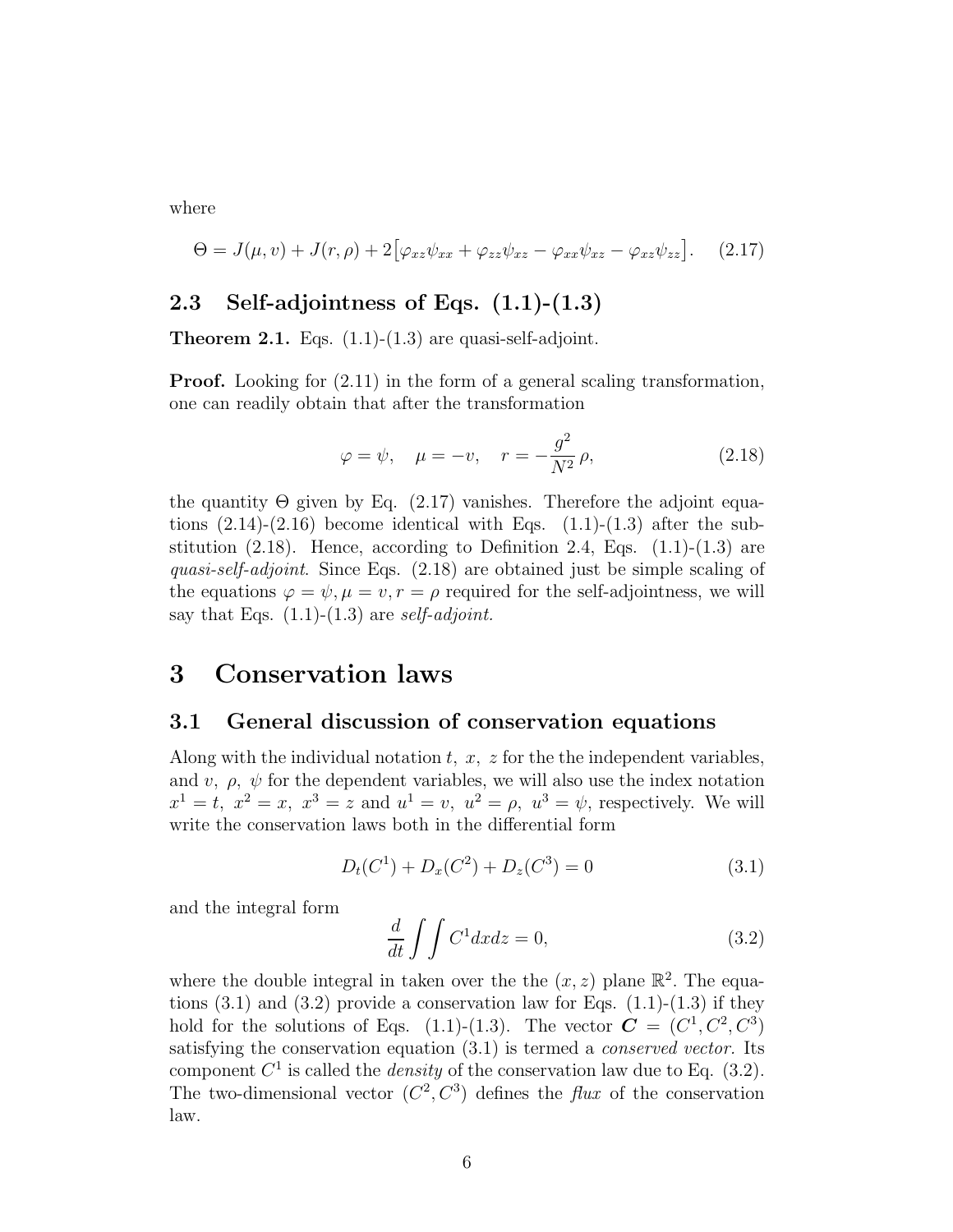where

$$\Theta = J(\mu, v) + J(r, \rho) + 2\big[\varphi_{xz}\psi_{xx} + \varphi_{zz}\psi_{xz} - \varphi_{xx}\psi_{xz} - \varphi_{xz}\psi_{zz}\big]. \quad (2.17)$$

## 2.3 Self-adjointness of Eqs. (1.1)-(1.3)

**Theorem 2.1.** Eqs. (1.1)-(1.3) are quasi-self-adjoint.

**Proof.** Looking for (2.11) in the form of a general scaling transformation, one can readily obtain that after the transformation

$$\varphi = \psi, \quad \mu = -v, \quad r = -\frac{g^2}{N^2}\,\rho, \quad (2.18)$$

the quantity $\Theta$ given by Eq. (2.17) vanishes. Therefore the adjoint equations (2.14)-(2.16) become identical with Eqs. (1.1)-(1.3) after the substitution (2.18). Hence, according to Definition 2.4, Eqs. (1.1)-(1.3) are *quasi-self-adjoint*. Since Eqs. (2.18) are obtained just be simple scaling of the equations $\varphi = \psi, \mu = v, r = \rho$ required for the self-adjointness, we will say that Eqs. (1.1)-(1.3) are *self-adjoint.*

# 3 Conservation laws

## 3.1 General discussion of conservation equations

Along with the individual notation $t,\ x,\ z$ for the the independent variables, and $v,\ \rho,\ \psi$ for the dependent variables, we will also use the index notation $x^1 = t,\ x^2 = x,\ x^3 = z$ and $u^1 = v,\ u^2 = \rho,\ u^3 = \psi$, respectively. We will write the conservation laws both in the differential form

$$D_t(C^1) + D_x(C^2) + D_z(C^3) = 0 \quad (3.1)$$

and the integral form

$$\frac{d}{dt}\int\int C^1 dxdz = 0, \quad (3.2)$$

where the double integral in taken over the the $(x, z)$ plane $\mathbb{R}^2$. The equations (3.1) and (3.2) provide a conservation law for Eqs. (1.1)-(1.3) if they hold for the solutions of Eqs. (1.1)-(1.3). The vector $\boldsymbol{C} = (C^1, C^2, C^3)$ satisfying the conservation equation (3.1) is termed a *conserved vector*. Its component $C^1$ is called the *density* of the conservation law due to Eq. (3.2). The two-dimensional vector $(C^2, C^3)$ defines the *flux* of the conservation law.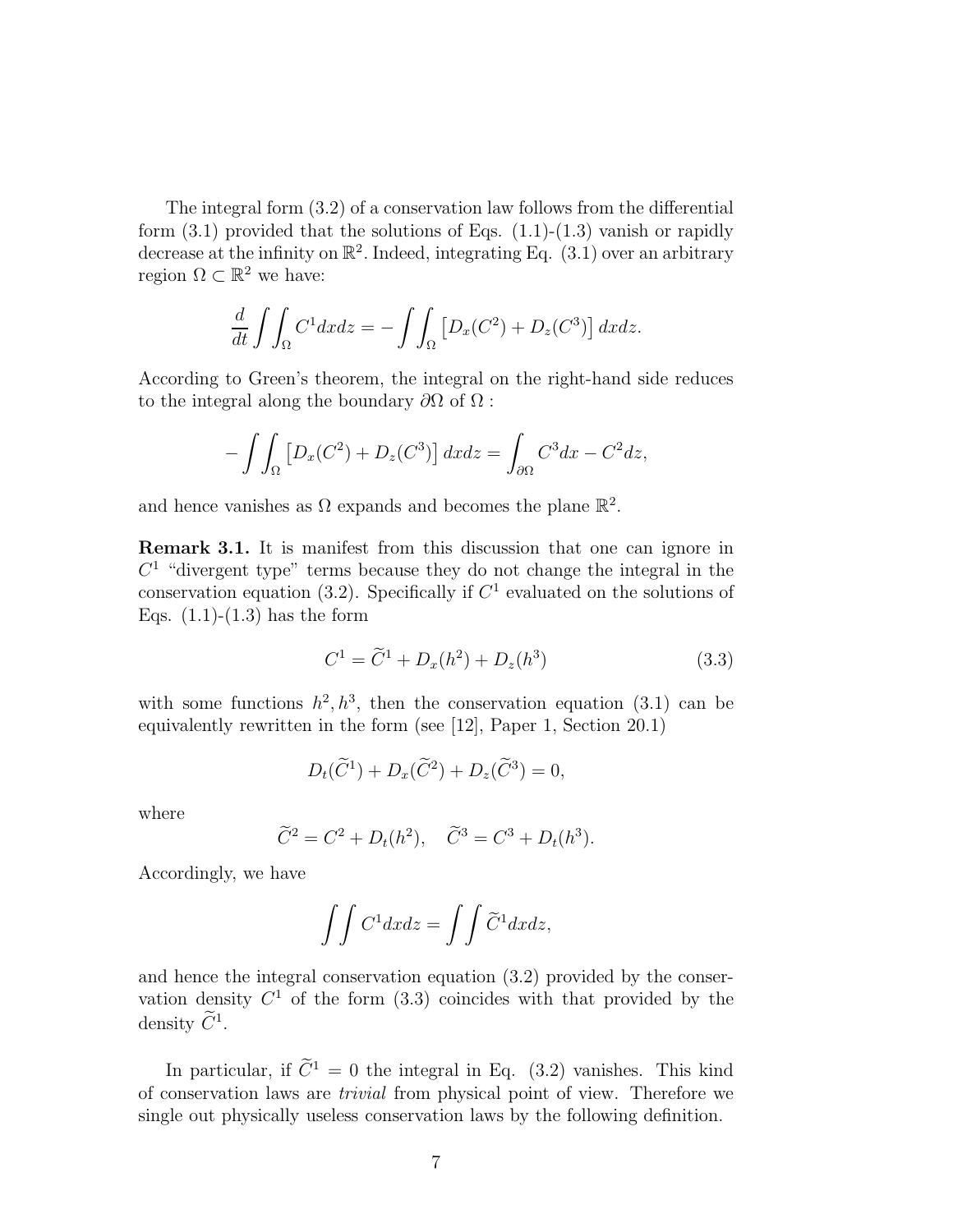The integral form (3.2) of a conservation law follows from the differential form (3.1) provided that the solutions of Eqs. (1.1)-(1.3) vanish or rapidly decrease at the infinity on $\mathbb{R}^2$. Indeed, integrating Eq. (3.1) over an arbitrary region $\Omega \subset \mathbb{R}^2$ we have:

$$\frac{d}{dt}\int\int_{\Omega} C^1 dx dz = -\int\int_{\Omega}\left[D_x(C^2) + D_z(C^3)\right] dx dz.$$

According to Green's theorem, the integral on the right-hand side reduces to the integral along the boundary $\partial\Omega$ of $\Omega$ :

$$-\int\int_{\Omega}\left[D_x(C^2) + D_z(C^3)\right] dx dz = \int_{\partial\Omega} C^3 dx - C^2 dz,$$

and hence vanishes as $\Omega$ expands and becomes the plane $\mathbb{R}^2$.

**Remark 3.1.** It is manifest from this discussion that one can ignore in $C^1$ "divergent type" terms because they do not change the integral in the conservation equation (3.2). Specifically if $C^1$ evaluated on the solutions of Eqs. (1.1)-(1.3) has the form

$$C^1 = \widetilde{C}^1 + D_x(h^2) + D_z(h^3) \tag{3.3}$$

with some functions $h^2, h^3$, then the conservation equation (3.1) can be equivalently rewritten in the form (see [12], Paper 1, Section 20.1)

$$D_t(\widetilde{C}^1) + D_x(\widetilde{C}^2) + D_z(\widetilde{C}^3) = 0,$$

where

$$\widetilde{C}^2 = C^2 + D_t(h^2), \quad \widetilde{C}^3 = C^3 + D_t(h^3).$$

Accordingly, we have

$$\int\int C^1 dx dz = \int\int \widetilde{C}^1 dx dz,$$

and hence the integral conservation equation (3.2) provided by the conservation density $C^1$ of the form (3.3) coincides with that provided by the density $\widetilde{C}^1$.

In particular, if $\widetilde{C}^1 = 0$ the integral in Eq. (3.2) vanishes. This kind of conservation laws are *trivial* from physical point of view. Therefore we single out physically useless conservation laws by the following definition.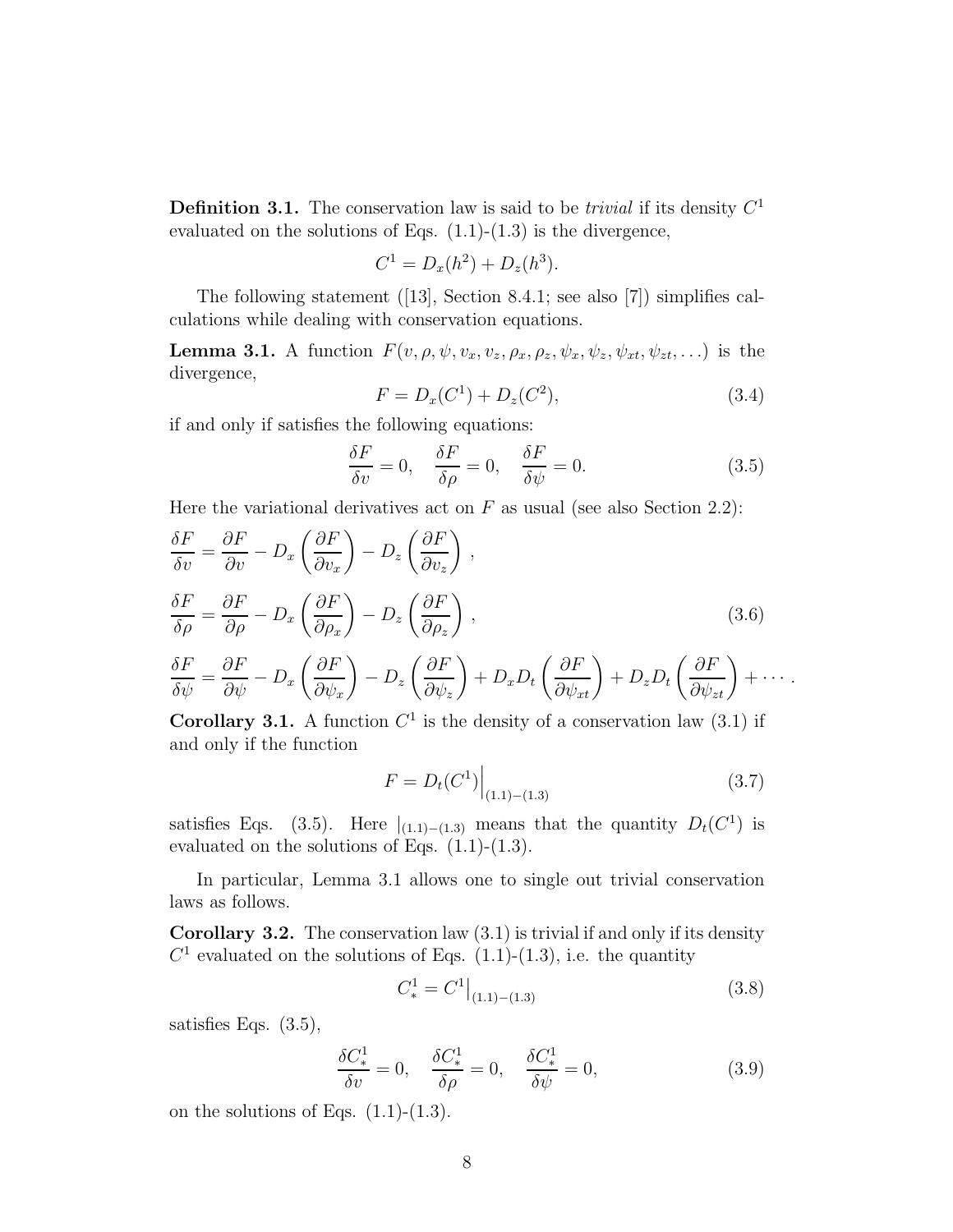**Definition 3.1.** The conservation law is said to be *trivial* if its density $C^1$ evaluated on the solutions of Eqs. (1.1)-(1.3) is the divergence,

$$C^1 = D_x(h^2) + D_z(h^3).$$

The following statement ([13], Section 8.4.1; see also [7]) simplifies calculations while dealing with conservation equations.

**Lemma 3.1.** A function $F(v, \rho, \psi, v_x, v_z, \rho_x, \rho_z, \psi_x, \psi_z, \psi_{xt}, \psi_{zt}, \ldots)$ is the divergence,

$$F = D_x(C^1) + D_z(C^2), \tag{3.4}$$

if and only if satisfies the following equations:

$$\frac{\delta F}{\delta v} = 0, \quad \frac{\delta F}{\delta \rho} = 0, \quad \frac{\delta F}{\delta \psi} = 0. \tag{3.5}$$

Here the variational derivatives act on $F$ as usual (see also Section 2.2):

$$\begin{aligned}
\frac{\delta F}{\delta v} &= \frac{\partial F}{\partial v} - D_x\left(\frac{\partial F}{\partial v_x}\right) - D_z\left(\frac{\partial F}{\partial v_z}\right), \\
\frac{\delta F}{\delta \rho} &= \frac{\partial F}{\partial \rho} - D_x\left(\frac{\partial F}{\partial \rho_x}\right) - D_z\left(\frac{\partial F}{\partial \rho_z}\right), \\
\frac{\delta F}{\delta \psi} &= \frac{\partial F}{\partial \psi} - D_x\left(\frac{\partial F}{\partial \psi_x}\right) - D_z\left(\frac{\partial F}{\partial \psi_z}\right) + D_x D_t\left(\frac{\partial F}{\partial \psi_{xt}}\right) + D_z D_t\left(\frac{\partial F}{\partial \psi_{zt}}\right) + \cdots.
\end{aligned} \tag{3.6}$$

**Corollary 3.1.** A function $C^1$ is the density of a conservation law (3.1) if and only if the function

$$F = D_t(C^1)\Big|_{(1.1)-(1.3)} \tag{3.7}$$

satisfies Eqs. (3.5). Here $|_{(1.1)-(1.3)}$ means that the quantity $D_t(C^1)$ is evaluated on the solutions of Eqs. (1.1)-(1.3).

In particular, Lemma 3.1 allows one to single out trivial conservation laws as follows.

**Corollary 3.2.** The conservation law (3.1) is trivial if and only if its density $C^1$ evaluated on the solutions of Eqs. (1.1)-(1.3), i.e. the quantity

$$C^1_* = C^1\big|_{(1.1)-(1.3)} \tag{3.8}$$

satisfies Eqs. (3.5),

$$\frac{\delta C^1_*}{\delta v} = 0, \quad \frac{\delta C^1_*}{\delta \rho} = 0, \quad \frac{\delta C^1_*}{\delta \psi} = 0, \tag{3.9}$$

on the solutions of Eqs. (1.1)-(1.3).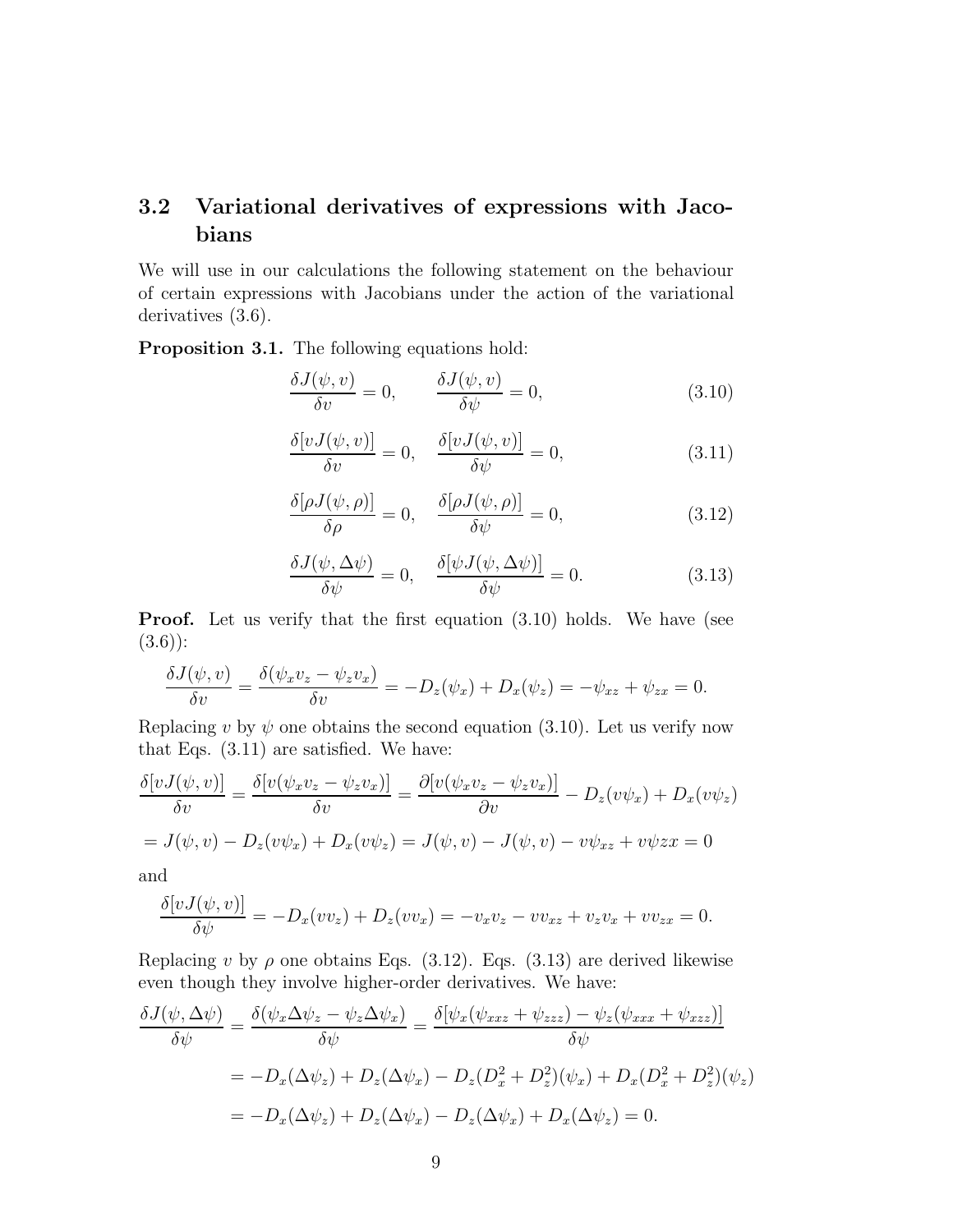## 3.2 Variational derivatives of expressions with Jacobians

We will use in our calculations the following statement on the behaviour of certain expressions with Jacobians under the action of the variational derivatives (3.6).

**Proposition 3.1.** The following equations hold:

$$\frac{\delta J(\psi, v)}{\delta v} = 0, \qquad \frac{\delta J(\psi, v)}{\delta \psi} = 0, \tag{3.10}$$

$$\frac{\delta [vJ(\psi, v)]}{\delta v} = 0, \quad \frac{\delta [vJ(\psi, v)]}{\delta \psi} = 0, \tag{3.11}$$

$$\frac{\delta [\rho J(\psi, \rho)]}{\delta \rho} = 0, \quad \frac{\delta [\rho J(\psi, \rho)]}{\delta \psi} = 0, \tag{3.12}$$

$$\frac{\delta J(\psi, \Delta\psi)}{\delta \psi} = 0, \quad \frac{\delta [\psi J(\psi, \Delta\psi)]}{\delta \psi} = 0. \tag{3.13}$$

**Proof.** Let us verify that the first equation (3.10) holds. We have (see (3.6)):

$$\frac{\delta J(\psi, v)}{\delta v} = \frac{\delta(\psi_x v_z - \psi_z v_x)}{\delta v} = -D_z(\psi_x) + D_x(\psi_z) = -\psi_{xz} + \psi_{zx} = 0.$$

Replacing $v$ by $\psi$ one obtains the second equation (3.10). Let us verify now that Eqs. (3.11) are satisfied. We have:

$$\frac{\delta [vJ(\psi, v)]}{\delta v} = \frac{\delta [v(\psi_x v_z - \psi_z v_x)]}{\delta v} = \frac{\partial [v(\psi_x v_z - \psi_z v_x)]}{\partial v} - D_z(v\psi_x) + D_x(v\psi_z)$$

$$= J(\psi, v) - D_z(v\psi_x) + D_x(v\psi_z) = J(\psi, v) - J(\psi, v) - v\psi_{xz} + v\psi zx = 0$$

and

$$\frac{\delta [vJ(\psi, v)]}{\delta \psi} = -D_x(vv_z) + D_z(vv_x) = -v_x v_z - vv_{xz} + v_z v_x + vv_{zx} = 0.$$

Replacing $v$ by $\rho$ one obtains Eqs. (3.12). Eqs. (3.13) are derived likewise even though they involve higher-order derivatives. We have:

$$\frac{\delta J(\psi, \Delta\psi)}{\delta \psi} = \frac{\delta(\psi_x \Delta\psi_z - \psi_z \Delta\psi_x)}{\delta \psi} = \frac{\delta[\psi_x(\psi_{xxz} + \psi_{zzz}) - \psi_z(\psi_{xxx} + \psi_{xzz})]}{\delta \psi}$$

$$= -D_x(\Delta\psi_z) + D_z(\Delta\psi_x) - D_z(D_x^2 + D_z^2)(\psi_x) + D_x(D_x^2 + D_z^2)(\psi_z)$$

$$= -D_x(\Delta\psi_z) + D_z(\Delta\psi_x) - D_z(\Delta\psi_x) + D_x(\Delta\psi_z) = 0.$$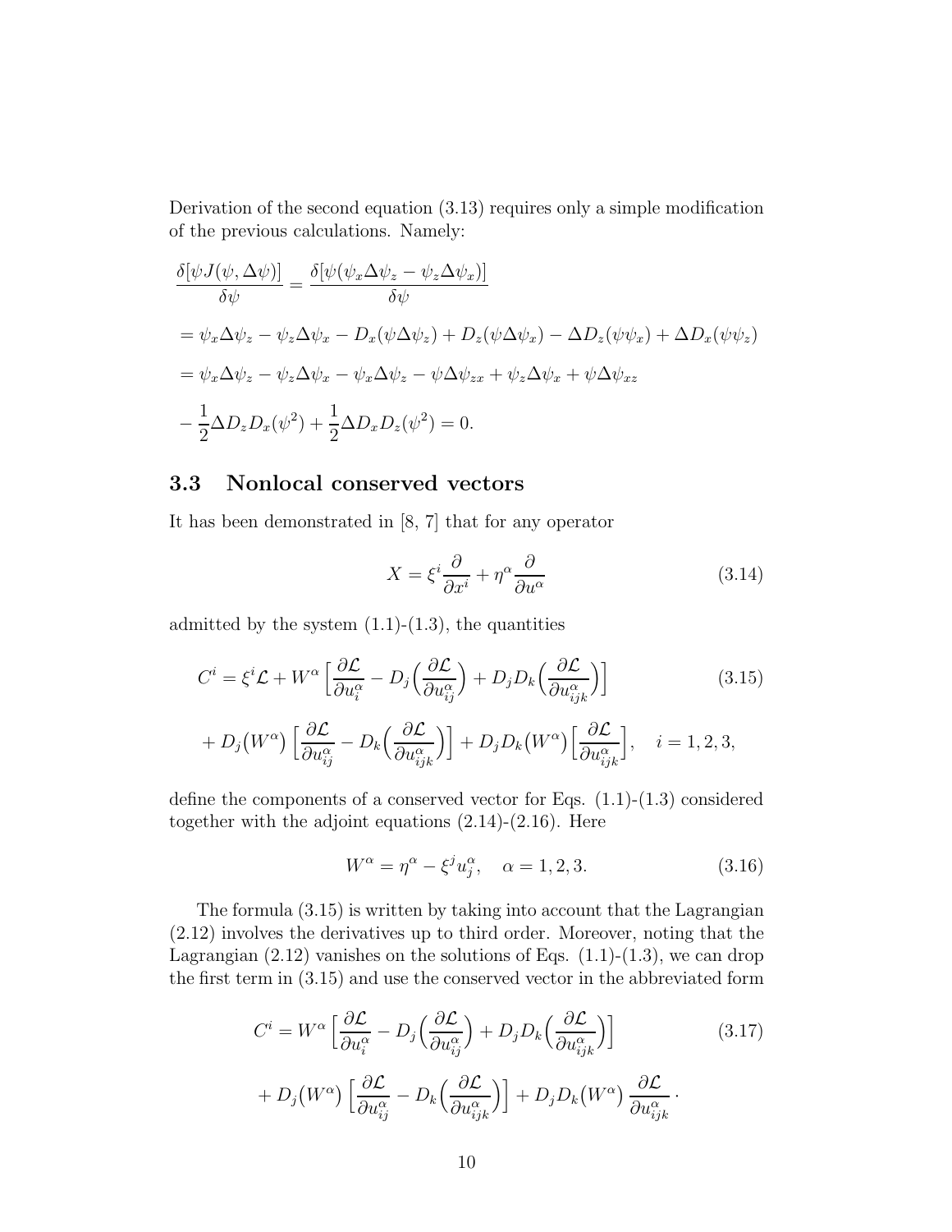Derivation of the second equation (3.13) requires only a simple modification of the previous calculations. Namely:

$$
\begin{aligned}
&\frac{\delta[\psi J(\psi, \Delta\psi)]}{\delta\psi} = \frac{\delta[\psi(\psi_x \Delta\psi_z - \psi_z \Delta\psi_x)]}{\delta\psi} \\
&= \psi_x \Delta\psi_z - \psi_z \Delta\psi_x - D_x(\psi\Delta\psi_z) + D_z(\psi\Delta\psi_x) - \Delta D_z(\psi\psi_x) + \Delta D_x(\psi\psi_z) \\
&= \psi_x \Delta\psi_z - \psi_z \Delta\psi_x - \psi_x \Delta\psi_z - \psi\Delta\psi_{zx} + \psi_z \Delta\psi_x + \psi\Delta\psi_{xz} \\
&- \frac{1}{2}\Delta D_z D_x(\psi^2) + \frac{1}{2}\Delta D_x D_z(\psi^2) = 0.
\end{aligned}
$$

## 3.3 Nonlocal conserved vectors

It has been demonstrated in [8, 7] that for any operator

$$
X = \xi^i \frac{\partial}{\partial x^i} + \eta^\alpha \frac{\partial}{\partial u^\alpha} \tag{3.14}
$$

admitted by the system (1.1)-(1.3), the quantities

$$
\begin{aligned}
C^i &= \xi^i \mathcal{L} + W^\alpha \Big[\frac{\partial \mathcal{L}}{\partial u_i^\alpha} - D_j\Big(\frac{\partial \mathcal{L}}{\partial u_{ij}^\alpha}\Big) + D_j D_k\Big(\frac{\partial \mathcal{L}}{\partial u_{ijk}^\alpha}\Big)\Big] \\
&+ D_j\big(W^\alpha\big)\Big[\frac{\partial \mathcal{L}}{\partial u_{ij}^\alpha} - D_k\Big(\frac{\partial \mathcal{L}}{\partial u_{ijk}^\alpha}\Big)\Big] + D_j D_k\big(W^\alpha\big)\Big[\frac{\partial \mathcal{L}}{\partial u_{ijk}^\alpha}\Big], \quad i = 1, 2, 3,
\end{aligned} \tag{3.15}
$$

define the components of a conserved vector for Eqs. (1.1)-(1.3) considered together with the adjoint equations (2.14)-(2.16). Here

$$
W^\alpha = \eta^\alpha - \xi^j u_j^\alpha, \quad \alpha = 1, 2, 3. \tag{3.16}
$$

The formula (3.15) is written by taking into account that the Lagrangian (2.12) involves the derivatives up to third order. Moreover, noting that the Lagrangian (2.12) vanishes on the solutions of Eqs. (1.1)-(1.3), we can drop the first term in (3.15) and use the conserved vector in the abbreviated form

$$
\begin{aligned}
C^i &= W^\alpha \Big[\frac{\partial \mathcal{L}}{\partial u_i^\alpha} - D_j\Big(\frac{\partial \mathcal{L}}{\partial u_{ij}^\alpha}\Big) + D_j D_k\Big(\frac{\partial \mathcal{L}}{\partial u_{ijk}^\alpha}\Big)\Big] \\
&+ D_j\big(W^\alpha\big)\Big[\frac{\partial \mathcal{L}}{\partial u_{ij}^\alpha} - D_k\Big(\frac{\partial \mathcal{L}}{\partial u_{ijk}^\alpha}\Big)\Big] + D_j D_k\big(W^\alpha\big)\,\frac{\partial \mathcal{L}}{\partial u_{ijk}^\alpha}\cdot
\end{aligned} \tag{3.17}
$$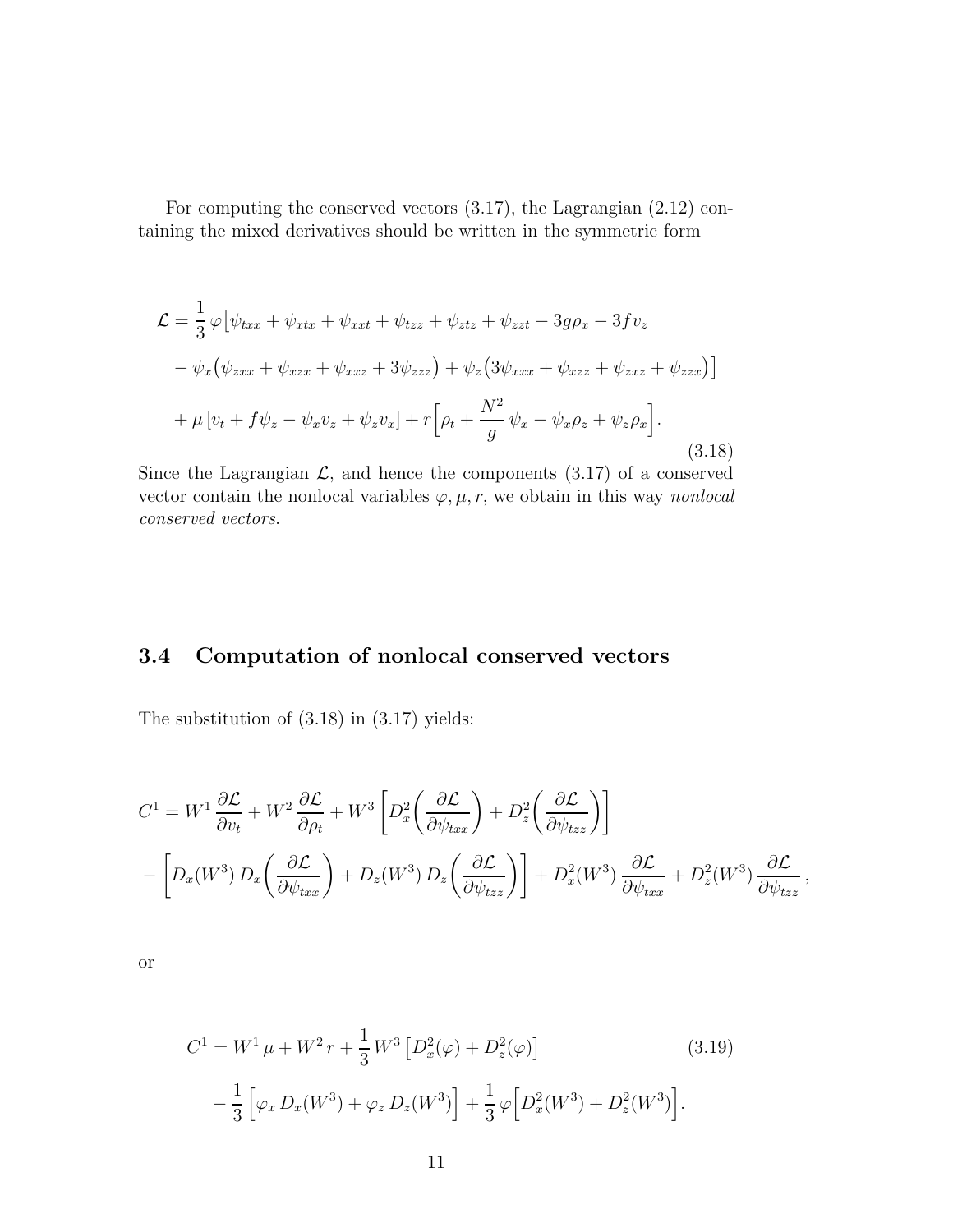For computing the conserved vectors (3.17), the Lagrangian (2.12) containing the mixed derivatives should be written in the symmetric form

$$
\begin{aligned}
\mathcal{L} = \frac{1}{3}\,\varphi\big[&\psi_{txx} + \psi_{xtx} + \psi_{xxt} + \psi_{tzz} + \psi_{ztz} + \psi_{zzt} - 3g\rho_x - 3fv_z \\
&- \psi_x\big(\psi_{zxx} + \psi_{xzx} + \psi_{xxz} + 3\psi_{zzz}\big) + \psi_z\big(3\psi_{xxx} + \psi_{xzz} + \psi_{zxz} + \psi_{zzx}\big)\big] \\
&+ \mu\,[v_t + f\psi_z - \psi_x v_z + \psi_z v_x] + r\Big[\rho_t + \frac{N^2}{g}\,\psi_x - \psi_x\rho_z + \psi_z\rho_x\Big].
\end{aligned}
\tag{3.18}
$$

Since the Lagrangian $\mathcal{L}$, and hence the components (3.17) of a conserved vector contain the nonlocal variables $\varphi, \mu, r$, we obtain in this way *nonlocal conserved vectors*.

### 3.4 Computation of nonlocal conserved vectors

The substitution of (3.18) in (3.17) yields:

$$
\begin{aligned}
C^1 = &\, W^1\,\frac{\partial \mathcal{L}}{\partial v_t} + W^2\,\frac{\partial \mathcal{L}}{\partial \rho_t} + W^3\left[D_x^2\!\left(\frac{\partial \mathcal{L}}{\partial \psi_{txx}}\right) + D_z^2\!\left(\frac{\partial \mathcal{L}}{\partial \psi_{tzz}}\right)\right] \\
&- \left[D_x(W^3)\,D_x\!\left(\frac{\partial \mathcal{L}}{\partial \psi_{txx}}\right) + D_z(W^3)\,D_z\!\left(\frac{\partial \mathcal{L}}{\partial \psi_{tzz}}\right)\right] + D_x^2(W^3)\,\frac{\partial \mathcal{L}}{\partial \psi_{txx}} + D_z^2(W^3)\,\frac{\partial \mathcal{L}}{\partial \psi_{tzz}}\,,
\end{aligned}
$$

or

$$
\begin{aligned}
C^1 = &\, W^1\,\mu + W^2\,r + \frac{1}{3}\,W^3\left[D_x^2(\varphi) + D_z^2(\varphi)\right] \\
&- \frac{1}{3}\left[\varphi_x\,D_x(W^3) + \varphi_z\,D_z(W^3)\right] + \frac{1}{3}\,\varphi\Big[D_x^2(W^3) + D_z^2(W^3)\Big].
\end{aligned}
\tag{3.19}
$$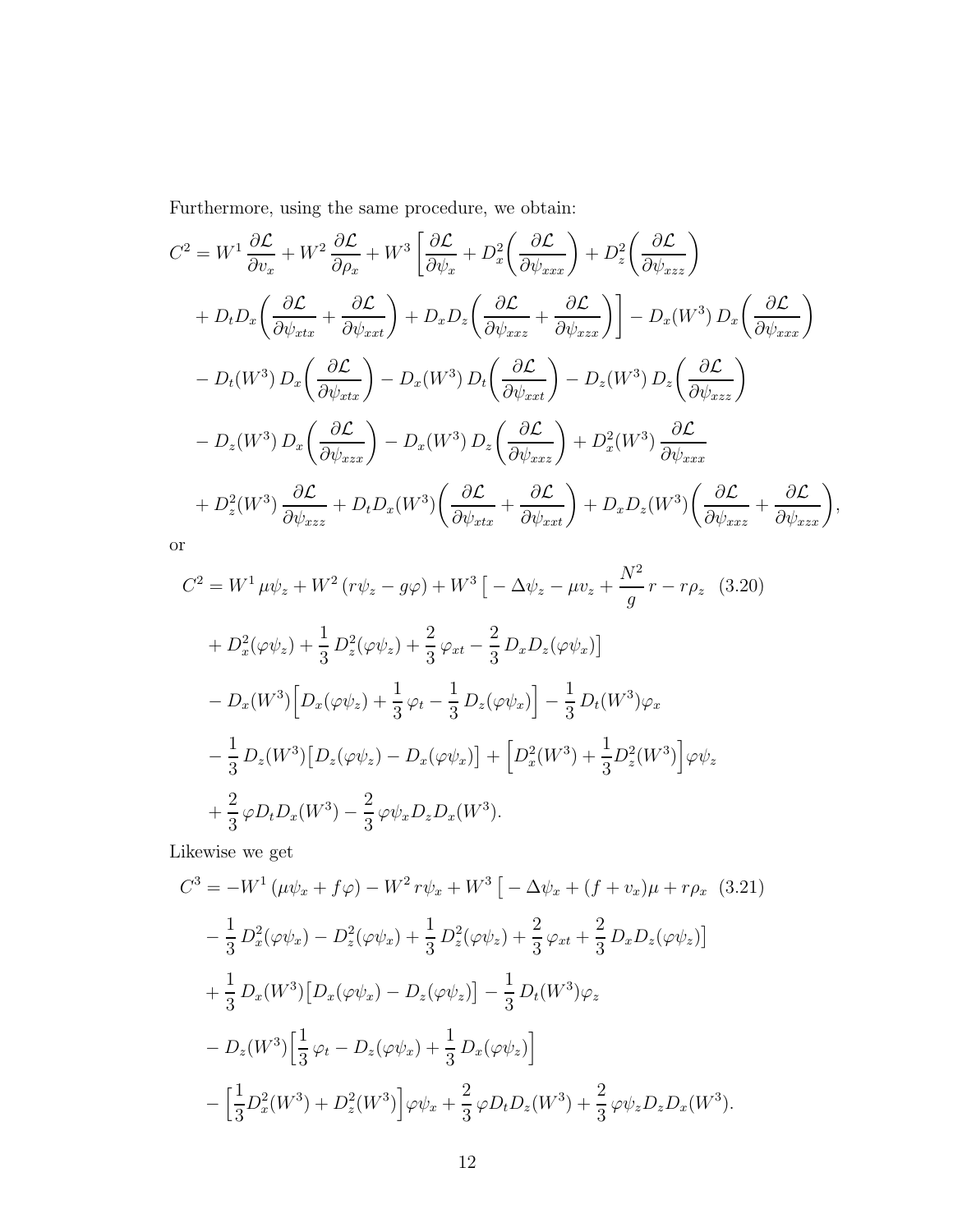Furthermore, using the same procedure, we obtain:

$$
\begin{aligned}
C^2 = {} & W^1 \frac{\partial \mathcal{L}}{\partial v_x} + W^2 \frac{\partial \mathcal{L}}{\partial \rho_x} + W^3 \left[ \frac{\partial \mathcal{L}}{\partial \psi_x} + D_x^2 \left( \frac{\partial \mathcal{L}}{\partial \psi_{xxx}} \right) + D_z^2 \left( \frac{\partial \mathcal{L}}{\partial \psi_{xzz}} \right) \right. \\
& \left. + D_t D_x \left( \frac{\partial \mathcal{L}}{\partial \psi_{xtx}} + \frac{\partial \mathcal{L}}{\partial \psi_{xxt}} \right) + D_x D_z \left( \frac{\partial \mathcal{L}}{\partial \psi_{xxz}} + \frac{\partial \mathcal{L}}{\partial \psi_{xzx}} \right) \right] - D_x(W^3)\, D_x \left( \frac{\partial \mathcal{L}}{\partial \psi_{xxx}} \right) \\
& - D_t(W^3)\, D_x \left( \frac{\partial \mathcal{L}}{\partial \psi_{xtx}} \right) - D_x(W^3)\, D_t \left( \frac{\partial \mathcal{L}}{\partial \psi_{xxt}} \right) - D_z(W^3)\, D_z \left( \frac{\partial \mathcal{L}}{\partial \psi_{xzz}} \right) \\
& - D_z(W^3)\, D_x \left( \frac{\partial \mathcal{L}}{\partial \psi_{xzx}} \right) - D_x(W^3)\, D_z \left( \frac{\partial \mathcal{L}}{\partial \psi_{xxz}} \right) + D_x^2(W^3) \frac{\partial \mathcal{L}}{\partial \psi_{xxx}} \\
& + D_z^2(W^3) \frac{\partial \mathcal{L}}{\partial \psi_{xzz}} + D_t D_x(W^3) \left( \frac{\partial \mathcal{L}}{\partial \psi_{xtx}} + \frac{\partial \mathcal{L}}{\partial \psi_{xxt}} \right) + D_x D_z(W^3) \left( \frac{\partial \mathcal{L}}{\partial \psi_{xxz}} + \frac{\partial \mathcal{L}}{\partial \psi_{xzx}} \right),
\end{aligned}
$$

or

$$
\begin{aligned}
C^2 = {} & W^1\, \mu \psi_z + W^2\, (r \psi_z - g \varphi) + W^3 \Big[ - \Delta \psi_z - \mu v_z + \frac{N^2}{g}\, r - r \rho_z \quad (3.20) \\
& + D_x^2(\varphi \psi_z) + \frac{1}{3} D_z^2(\varphi \psi_z) + \frac{2}{3} \varphi_{xt} - \frac{2}{3} D_x D_z(\varphi \psi_x) \Big] \\
& - D_x(W^3) \Big[ D_x(\varphi \psi_z) + \frac{1}{3} \varphi_t - \frac{1}{3} D_z(\varphi \psi_x) \Big] - \frac{1}{3} D_t(W^3) \varphi_x \\
& - \frac{1}{3} D_z(W^3) \big[ D_z(\varphi \psi_z) - D_x(\varphi \psi_x) \big] + \Big[ D_x^2(W^3) + \frac{1}{3} D_z^2(W^3) \Big] \varphi \psi_z \\
& + \frac{2}{3} \varphi D_t D_x(W^3) - \frac{2}{3} \varphi \psi_x D_z D_x(W^3).
\end{aligned}
$$

Likewise we get

$$
\begin{aligned}
C^3 = {} & -W^1\, (\mu \psi_x + f \varphi) - W^2\, r \psi_x + W^3 \big[ - \Delta \psi_x + (f + v_x) \mu + r \rho_x \quad (3.21) \\
& - \frac{1}{3} D_x^2(\varphi \psi_x) - D_z^2(\varphi \psi_x) + \frac{1}{3} D_z^2(\varphi \psi_z) + \frac{2}{3} \varphi_{xt} + \frac{2}{3} D_x D_z(\varphi \psi_z) \big] \\
& + \frac{1}{3} D_x(W^3) \big[ D_x(\varphi \psi_x) - D_z(\varphi \psi_z) \big] - \frac{1}{3} D_t(W^3) \varphi_z \\
& - D_z(W^3) \Big[ \frac{1}{3} \varphi_t - D_z(\varphi \psi_x) + \frac{1}{3} D_x(\varphi \psi_z) \Big] \\
& - \Big[ \frac{1}{3} D_x^2(W^3) + D_z^2(W^3) \Big] \varphi \psi_x + \frac{2}{3} \varphi D_t D_z(W^3) + \frac{2}{3} \varphi \psi_z D_z D_x(W^3).
\end{aligned}
$$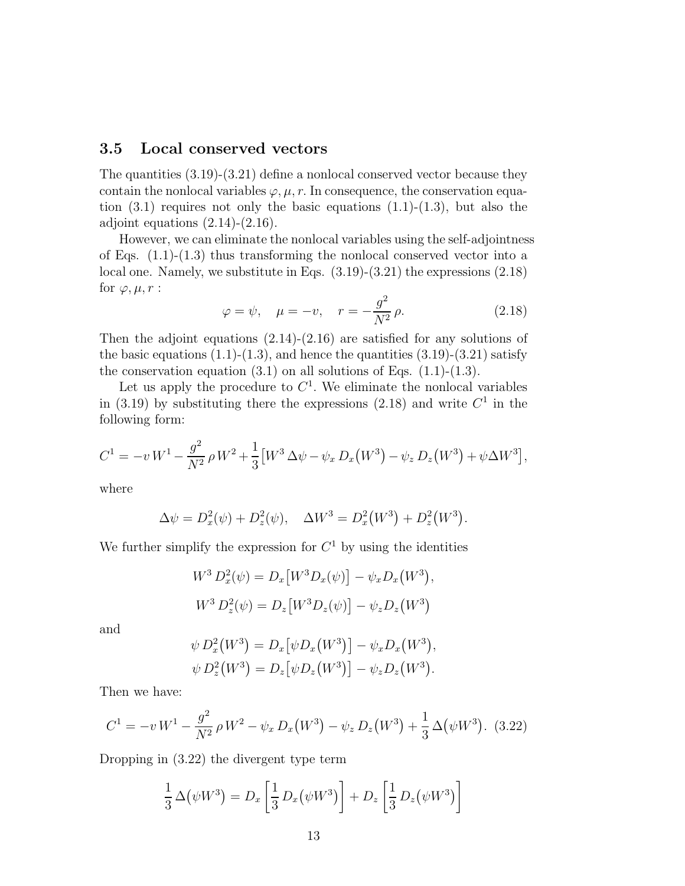### 3.5 Local conserved vectors

The quantities (3.19)-(3.21) define a nonlocal conserved vector because they contain the nonlocal variables $\varphi, \mu, r$. In consequence, the conservation equation (3.1) requires not only the basic equations (1.1)-(1.3), but also the adjoint equations (2.14)-(2.16).

However, we can eliminate the nonlocal variables using the self-adjointness of Eqs. (1.1)-(1.3) thus transforming the nonlocal conserved vector into a local one. Namely, we substitute in Eqs. (3.19)-(3.21) the expressions (2.18) for $\varphi, \mu, r$ :

$$
\varphi = \psi, \quad \mu = -v, \quad r = -\frac{g^2}{N^2}\,\rho. \tag{2.18}
$$

Then the adjoint equations (2.14)-(2.16) are satisfied for any solutions of the basic equations (1.1)-(1.3), and hence the quantities (3.19)-(3.21) satisfy the conservation equation (3.1) on all solutions of Eqs. (1.1)-(1.3).

Let us apply the procedure to $C^1$. We eliminate the nonlocal variables in (3.19) by substituting there the expressions (2.18) and write $C^1$ in the following form:

$$
C^1 = -v\,W^1 - \frac{g^2}{N^2}\,\rho\,W^2 + \frac{1}{3}\big[W^3\,\Delta\psi - \psi_x\,D_x\big(W^3\big) - \psi_z\,D_z\big(W^3\big) + \psi\Delta W^3\big],
$$

where

$$
\Delta\psi = D_x^2(\psi) + D_z^2(\psi), \quad \Delta W^3 = D_x^2\big(W^3\big) + D_z^2\big(W^3\big).
$$

We further simplify the expression for $C^1$ by using the identities

$$
W^3\,D_x^2(\psi) = D_x\big[W^3 D_x(\psi)\big] - \psi_x D_x\big(W^3\big),
$$

$$
W^3\,D_z^2(\psi) = D_z\big[W^3 D_z(\psi)\big] - \psi_z D_z\big(W^3\big)
$$

and

$$
\psi\,D_x^2\big(W^3\big) = D_x\big[\psi D_x\big(W^3\big)\big] - \psi_x D_x\big(W^3\big),
$$

$$
\psi\,D_z^2\big(W^3\big) = D_z\big[\psi D_z\big(W^3\big)\big] - \psi_z D_z\big(W^3\big).
$$

Then we have:

$$
C^1 = -v\,W^1 - \frac{g^2}{N^2}\,\rho\,W^2 - \psi_x\,D_x\big(W^3\big) - \psi_z\,D_z\big(W^3\big) + \frac{1}{3}\,\Delta\big(\psi W^3\big). \tag{3.22}
$$

Dropping in (3.22) the divergent type term

$$
\frac{1}{3}\,\Delta\big(\psi W^3\big) = D_x\left[\frac{1}{3}\,D_x\big(\psi W^3\big)\right] + D_z\left[\frac{1}{3}\,D_z\big(\psi W^3\big)\right]
$$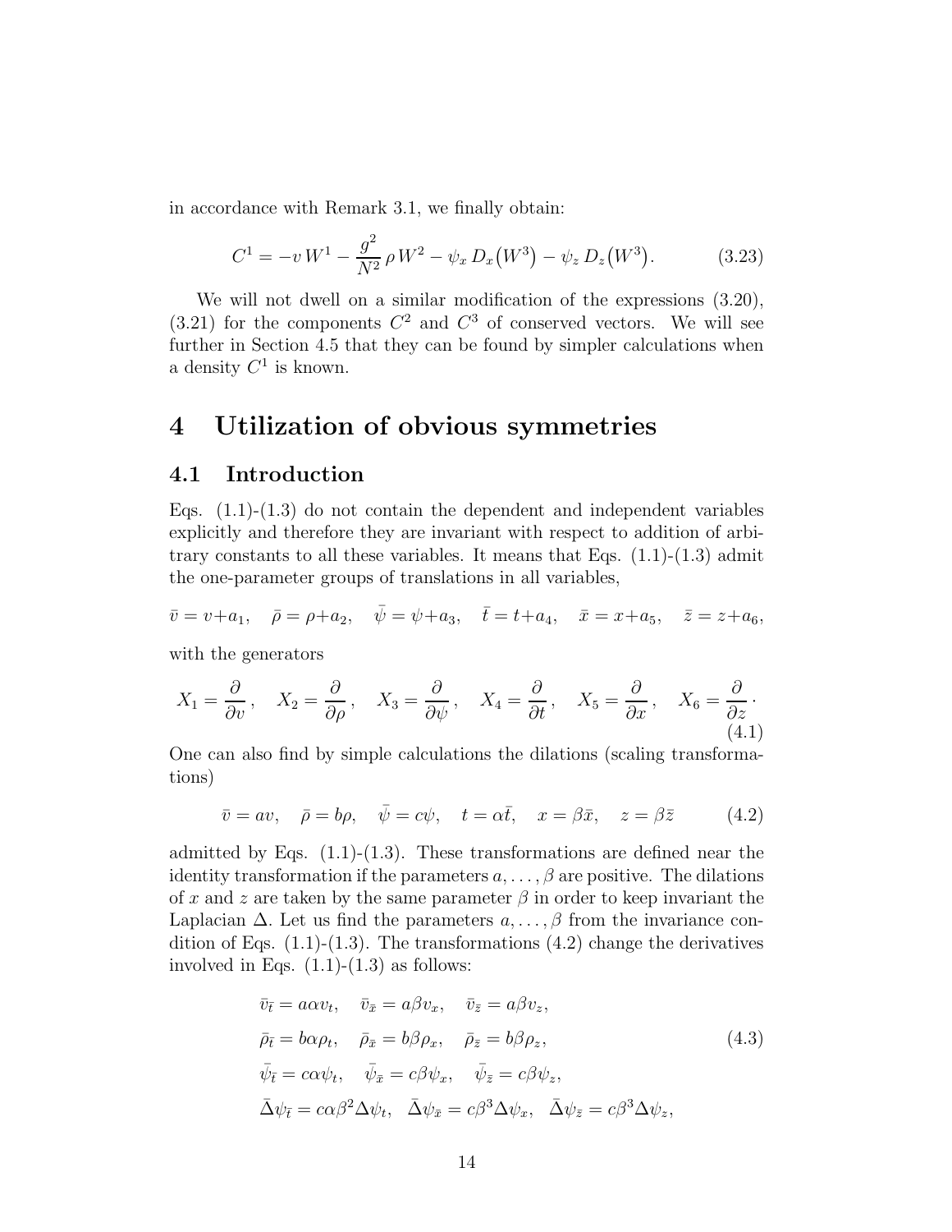in accordance with Remark 3.1, we finally obtain:

$$C^1 = -v\, W^1 - \frac{g^2}{N^2}\,\rho\, W^2 - \psi_x\, D_x\big(W^3\big) - \psi_z\, D_z\big(W^3\big). \tag{3.23}$$

We will not dwell on a similar modification of the expressions (3.20), (3.21) for the components $C^2$ and $C^3$ of conserved vectors. We will see further in Section 4.5 that they can be found by simpler calculations when a density $C^1$ is known.

# 4 Utilization of obvious symmetries

## 4.1 Introduction

Eqs. (1.1)-(1.3) do not contain the dependent and independent variables explicitly and therefore they are invariant with respect to addition of arbitrary constants to all these variables. It means that Eqs. (1.1)-(1.3) admit the one-parameter groups of translations in all variables,

$$\bar{v} = v + a_1, \quad \bar{\rho} = \rho + a_2, \quad \bar{\psi} = \psi + a_3, \quad \bar{t} = t + a_4, \quad \bar{x} = x + a_5, \quad \bar{z} = z + a_6,$$

with the generators

$$X_1 = \frac{\partial}{\partial v}, \quad X_2 = \frac{\partial}{\partial \rho}, \quad X_3 = \frac{\partial}{\partial \psi}, \quad X_4 = \frac{\partial}{\partial t}, \quad X_5 = \frac{\partial}{\partial x}, \quad X_6 = \frac{\partial}{\partial z}\cdot \tag{4.1}$$

One can also find by simple calculations the dilations (scaling transformations)

$$\bar{v} = av, \quad \bar{\rho} = b\rho, \quad \bar{\psi} = c\psi, \quad t = \alpha\bar{t}, \quad x = \beta\bar{x}, \quad z = \beta\bar{z} \tag{4.2}$$

admitted by Eqs. (1.1)-(1.3). These transformations are defined near the identity transformation if the parameters $a, \ldots, \beta$ are positive. The dilations of $x$ and $z$ are taken by the same parameter $\beta$ in order to keep invariant the Laplacian $\Delta$. Let us find the parameters $a, \ldots, \beta$ from the invariance condition of Eqs. (1.1)-(1.3). The transformations (4.2) change the derivatives involved in Eqs. (1.1)-(1.3) as follows:

$$\begin{aligned}
&\bar{v}_{\bar{t}} = a\alpha v_t, \quad \bar{v}_{\bar{x}} = a\beta v_x, \quad \bar{v}_{\bar{z}} = a\beta v_z,\\
&\bar{\rho}_{\bar{t}} = b\alpha\rho_t, \quad \bar{\rho}_{\bar{x}} = b\beta\rho_x, \quad \bar{\rho}_{\bar{z}} = b\beta\rho_z,\\
&\bar{\psi}_{\bar{t}} = c\alpha\psi_t, \quad \bar{\psi}_{\bar{x}} = c\beta\psi_x, \quad \bar{\psi}_{\bar{z}} = c\beta\psi_z,\\
&\bar{\Delta}\psi_{\bar{t}} = c\alpha\beta^2\Delta\psi_t, \quad \bar{\Delta}\psi_{\bar{x}} = c\beta^3\Delta\psi_x, \quad \bar{\Delta}\psi_{\bar{z}} = c\beta^3\Delta\psi_z,
\end{aligned} \tag{4.3}$$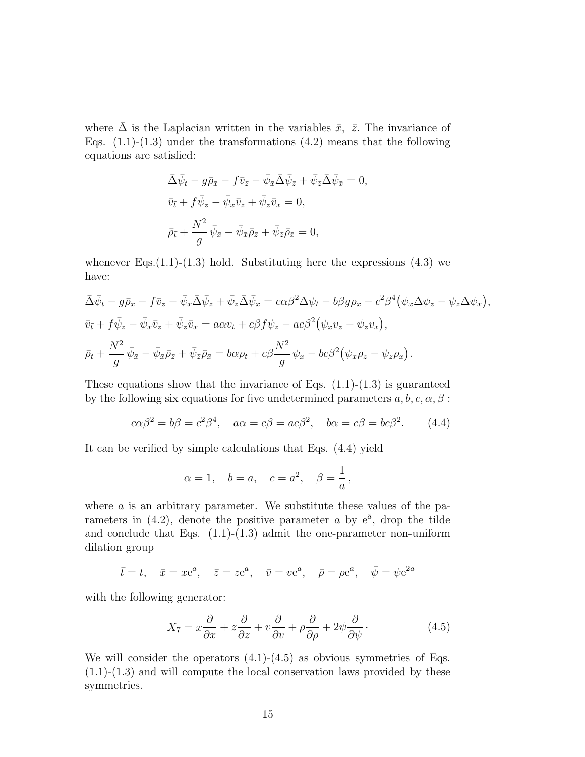where $\bar{\Delta}$ is the Laplacian written in the variables $\bar{x},\ \bar{z}$. The invariance of Eqs. (1.1)-(1.3) under the transformations (4.2) means that the following equations are satisfied:

$$
\begin{aligned}
&\bar{\Delta}\bar{\psi}_{\bar{t}} - g\bar{\rho}_{\bar{x}} - f\bar{v}_{\bar{z}} - \bar{\psi}_{\bar{x}}\bar{\Delta}\bar{\psi}_{\bar{z}} + \bar{\psi}_{\bar{z}}\bar{\Delta}\bar{\psi}_{\bar{x}} = 0,\\
&\bar{v}_{\bar{t}} + f\bar{\psi}_{\bar{z}} - \bar{\psi}_{\bar{x}}\bar{v}_{\bar{z}} + \bar{\psi}_{\bar{z}}\bar{v}_{\bar{x}} = 0,\\
&\bar{\rho}_{\bar{t}} + \frac{N^2}{g}\,\bar{\psi}_{\bar{x}} - \bar{\psi}_{\bar{x}}\bar{\rho}_{\bar{z}} + \bar{\psi}_{\bar{z}}\bar{\rho}_{\bar{x}} = 0,
\end{aligned}
$$

whenever Eqs.(1.1)-(1.3) hold. Substituting here the expressions (4.3) we have:

$$
\begin{aligned}
&\bar{\Delta}\bar{\psi}_{\bar{t}} - g\bar{\rho}_{\bar{x}} - f\bar{v}_{\bar{z}} - \bar{\psi}_{\bar{x}}\bar{\Delta}\bar{\psi}_{\bar{z}} + \bar{\psi}_{\bar{z}}\bar{\Delta}\bar{\psi}_{\bar{x}} = c\alpha\beta^2\Delta\psi_t - b\beta g\rho_x - c^2\beta^4\big(\psi_x\Delta\psi_z - \psi_z\Delta\psi_x\big),\\
&\bar{v}_{\bar{t}} + f\bar{\psi}_{\bar{z}} - \bar{\psi}_{\bar{x}}\bar{v}_{\bar{z}} + \bar{\psi}_{\bar{z}}\bar{v}_{\bar{x}} = a\alpha v_t + c\beta f\psi_z - ac\beta^2\big(\psi_x v_z - \psi_z v_x\big),\\
&\bar{\rho}_{\bar{t}} + \frac{N^2}{g}\,\bar{\psi}_{\bar{x}} - \bar{\psi}_{\bar{x}}\bar{\rho}_{\bar{z}} + \bar{\psi}_{\bar{z}}\bar{\rho}_{\bar{x}} = b\alpha\rho_t + c\beta\frac{N^2}{g}\,\psi_x - bc\beta^2\big(\psi_x\rho_z - \psi_z\rho_x\big).
\end{aligned}
$$

These equations show that the invariance of Eqs. (1.1)-(1.3) is guaranteed by the following six equations for five undetermined parameters $a, b, c, \alpha, \beta$ :

$$
c\alpha\beta^2 = b\beta = c^2\beta^4, \quad a\alpha = c\beta = ac\beta^2, \quad b\alpha = c\beta = bc\beta^2. \tag{4.4}
$$

It can be verified by simple calculations that Eqs. (4.4) yield

$$
\alpha = 1, \quad b = a, \quad c = a^2, \quad \beta = \frac{1}{a}\,,
$$

where $a$ is an arbitrary parameter. We substitute these values of the parameters in (4.2), denote the positive parameter $a$ by $\mathrm{e}^{\tilde{a}}$, drop the tilde and conclude that Eqs. (1.1)-(1.3) admit the one-parameter non-uniform dilation group

$$
\bar{t} = t, \quad \bar{x} = x\mathrm{e}^a, \quad \bar{z} = z\mathrm{e}^a, \quad \bar{v} = v\mathrm{e}^a, \quad \bar{\rho} = \rho\mathrm{e}^a, \quad \bar{\psi} = \psi\mathrm{e}^{2a}
$$

with the following generator:

$$
X_7 = x\frac{\partial}{\partial x} + z\frac{\partial}{\partial z} + v\frac{\partial}{\partial v} + \rho\frac{\partial}{\partial \rho} + 2\psi\frac{\partial}{\partial \psi}\cdot \tag{4.5}
$$

We will consider the operators (4.1)-(4.5) as obvious symmetries of Eqs. (1.1)-(1.3) and will compute the local conservation laws provided by these symmetries.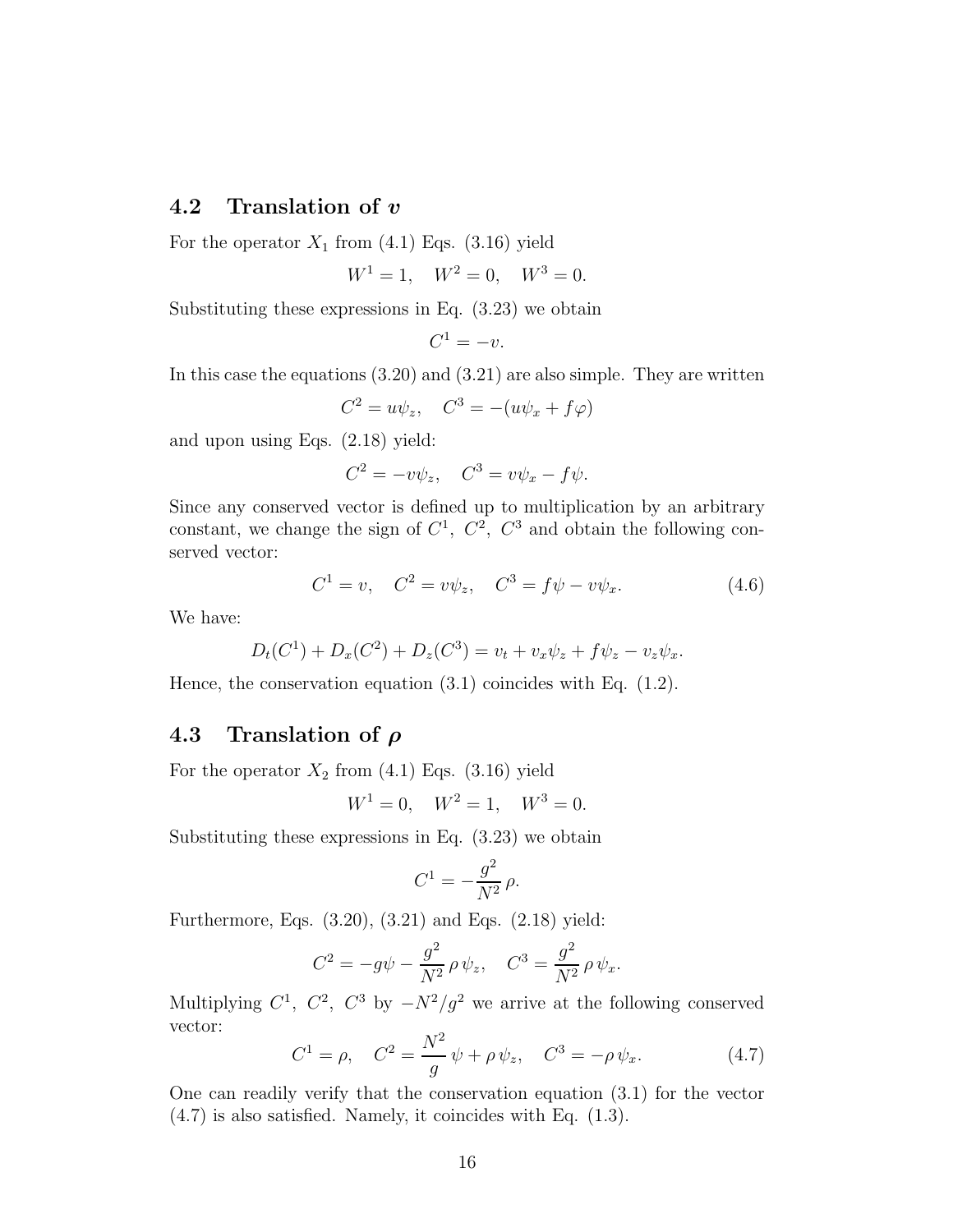## 4.2 Translation of $v$

For the operator $X_1$ from (4.1) Eqs. (3.16) yield

$$W^1 = 1, \quad W^2 = 0, \quad W^3 = 0.$$

Substituting these expressions in Eq. (3.23) we obtain

$$C^1 = -v.$$

In this case the equations (3.20) and (3.21) are also simple. They are written

$$C^2 = u\psi_z, \quad C^3 = -(u\psi_x + f\varphi)$$

and upon using Eqs. (2.18) yield:

$$C^2 = -v\psi_z, \quad C^3 = v\psi_x - f\psi.$$

Since any conserved vector is defined up to multiplication by an arbitrary constant, we change the sign of $C^1,\ C^2,\ C^3$ and obtain the following conserved vector:

$$C^1 = v, \quad C^2 = v\psi_z, \quad C^3 = f\psi - v\psi_x. \tag{4.6}$$

We have:

$$D_t(C^1) + D_x(C^2) + D_z(C^3) = v_t + v_x\psi_z + f\psi_z - v_z\psi_x.$$

Hence, the conservation equation (3.1) coincides with Eq. (1.2).

## 4.3 Translation of $\rho$

For the operator $X_2$ from (4.1) Eqs. (3.16) yield

$$W^1 = 0, \quad W^2 = 1, \quad W^3 = 0.$$

Substituting these expressions in Eq. (3.23) we obtain

$$C^1 = -\frac{g^2}{N^2}\,\rho.$$

Furthermore, Eqs. (3.20), (3.21) and Eqs. (2.18) yield:

$$C^2 = -g\psi - \frac{g^2}{N^2}\,\rho\,\psi_z, \quad C^3 = \frac{g^2}{N^2}\,\rho\,\psi_x.$$

Multiplying $C^1,\ C^2,\ C^3$ by $-N^2/g^2$ we arrive at the following conserved vector:

$$C^1 = \rho, \quad C^2 = \frac{N^2}{g}\,\psi + \rho\,\psi_z, \quad C^3 = -\rho\,\psi_x. \tag{4.7}$$

One can readily verify that the conservation equation (3.1) for the vector (4.7) is also satisfied. Namely, it coincides with Eq. (1.3).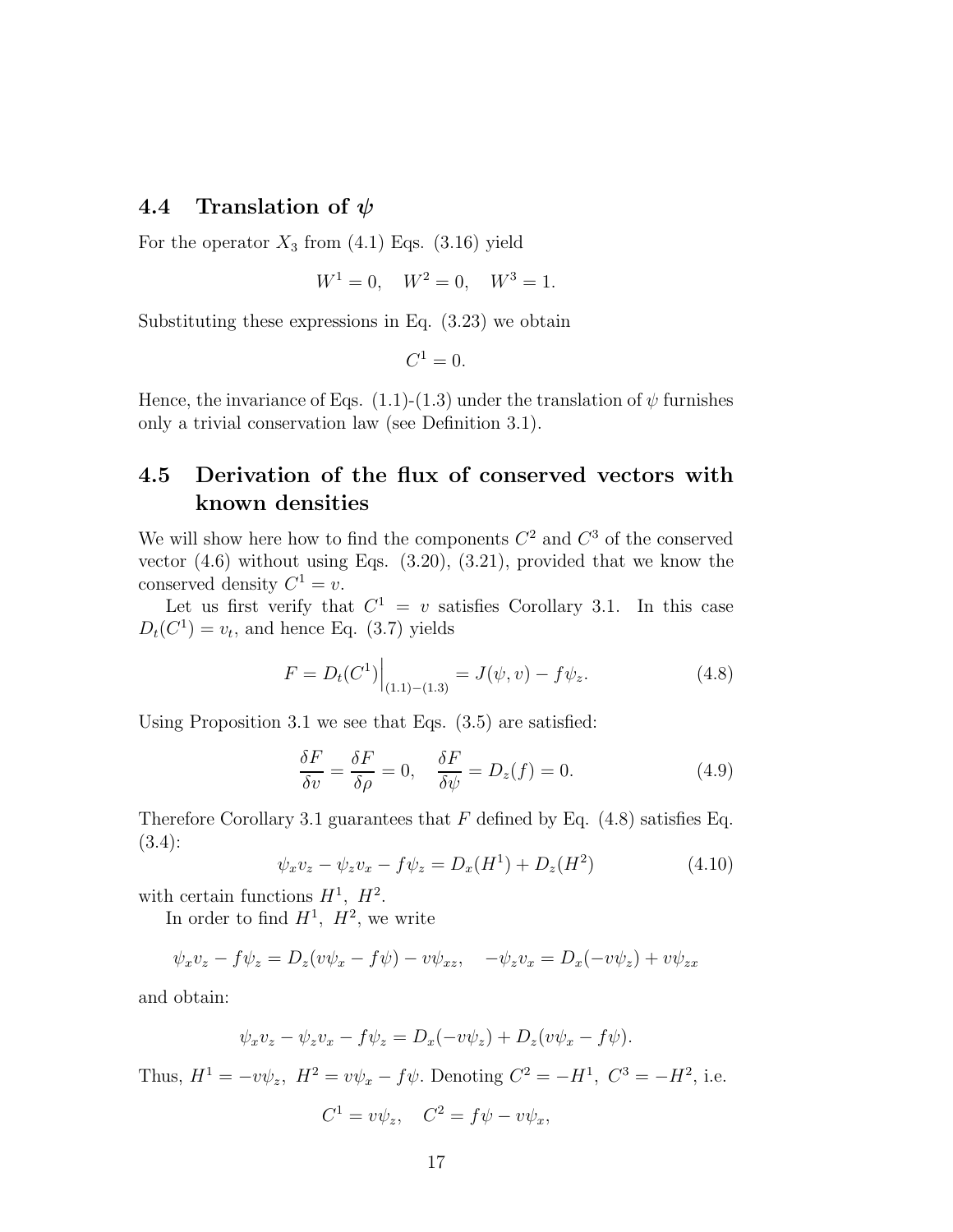## 4.4 Translation of $\psi$

For the operator $X_3$ from (4.1) Eqs. (3.16) yield

$$W^1 = 0, \quad W^2 = 0, \quad W^3 = 1.$$

Substituting these expressions in Eq. (3.23) we obtain

$$C^1 = 0.$$

Hence, the invariance of Eqs. (1.1)-(1.3) under the translation of $\psi$ furnishes only a trivial conservation law (see Definition 3.1).

## 4.5 Derivation of the flux of conserved vectors with known densities

We will show here how to find the components $C^2$ and $C^3$ of the conserved vector (4.6) without using Eqs. (3.20), (3.21), provided that we know the conserved density $C^1 = v$.

Let us first verify that $C^1 = v$ satisfies Corollary 3.1. In this case $D_t(C^1) = v_t$, and hence Eq. (3.7) yields

$$F = D_t(C^1)\Big|_{(1.1)-(1.3)} = J(\psi, v) - f\psi_z. \tag{4.8}$$

Using Proposition 3.1 we see that Eqs. (3.5) are satisfied:

$$\frac{\delta F}{\delta v} = \frac{\delta F}{\delta \rho} = 0, \quad \frac{\delta F}{\delta \psi} = D_z(f) = 0. \tag{4.9}$$

Therefore Corollary 3.1 guarantees that $F$ defined by Eq. (4.8) satisfies Eq. (3.4):

$$\psi_x v_z - \psi_z v_x - f\psi_z = D_x(H^1) + D_z(H^2) \tag{4.10}$$

with certain functions $H^1, \ H^2$.

In order to find $H^1, \ H^2$, we write

$$\psi_x v_z - f\psi_z = D_z(v\psi_x - f\psi) - v\psi_{xz}, \quad -\psi_z v_x = D_x(-v\psi_z) + v\psi_{zx}$$

and obtain:

$$\psi_x v_z - \psi_z v_x - f\psi_z = D_x(-v\psi_z) + D_z(v\psi_x - f\psi).$$

Thus, $H^1 = -v\psi_z, \ H^2 = v\psi_x - f\psi$. Denoting $C^2 = -H^1, \ C^3 = -H^2$, i.e.

$$C^1 = v\psi_z, \quad C^2 = f\psi - v\psi_x,$$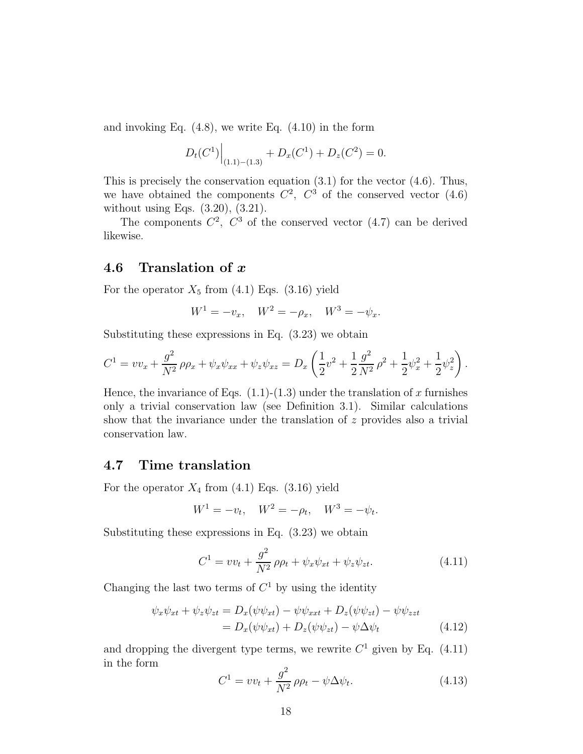and invoking Eq. (4.8), we write Eq. (4.10) in the form

$$
D_t(C^1)\Big|_{(1.1)-(1.3)} + D_x(C^1) + D_z(C^2) = 0.
$$

This is precisely the conservation equation (3.1) for the vector (4.6). Thus, we have obtained the components $C^2$, $C^3$ of the conserved vector (4.6) without using Eqs. (3.20), (3.21).

The components $C^2$, $C^3$ of the conserved vector (4.7) can be derived likewise.

## 4.6 Translation of $x$

For the operator $X_5$ from (4.1) Eqs. (3.16) yield

$$
W^1 = -v_x, \quad W^2 = -\rho_x, \quad W^3 = -\psi_x.
$$

Substituting these expressions in Eq. (3.23) we obtain

$$
C^1 = v v_x + \frac{g^2}{N^2}\,\rho\rho_x + \psi_x\psi_{xx} + \psi_z\psi_{xz} = D_x\left(\frac{1}{2}v^2 + \frac{1}{2}\frac{g^2}{N^2}\,\rho^2 + \frac{1}{2}\psi_x^2 + \frac{1}{2}\psi_z^2\right).
$$

Hence, the invariance of Eqs. (1.1)-(1.3) under the translation of $x$ furnishes only a trivial conservation law (see Definition 3.1). Similar calculations show that the invariance under the translation of $z$ provides also a trivial conservation law.

## 4.7 Time translation

For the operator $X_4$ from (4.1) Eqs. (3.16) yield

$$
W^1 = -v_t, \quad W^2 = -\rho_t, \quad W^3 = -\psi_t.
$$

Substituting these expressions in Eq. (3.23) we obtain

$$
C^1 = v v_t + \frac{g^2}{N^2}\,\rho\rho_t + \psi_x\psi_{xt} + \psi_z\psi_{zt}. \tag{4.11}
$$

Changing the last two terms of $C^1$ by using the identity

$$
\begin{aligned}
\psi_x\psi_{xt} + \psi_z\psi_{zt} &= D_x(\psi\psi_{xt}) - \psi\psi_{xxt} + D_z(\psi\psi_{zt}) - \psi\psi_{zzt} \\
&= D_x(\psi\psi_{xt}) + D_z(\psi\psi_{zt}) - \psi\Delta\psi_t
\end{aligned} \tag{4.12}
$$

and dropping the divergent type terms, we rewrite $C^1$ given by Eq. (4.11) in the form

$$
C^1 = v v_t + \frac{g^2}{N^2}\,\rho\rho_t - \psi\Delta\psi_t. \tag{4.13}
$$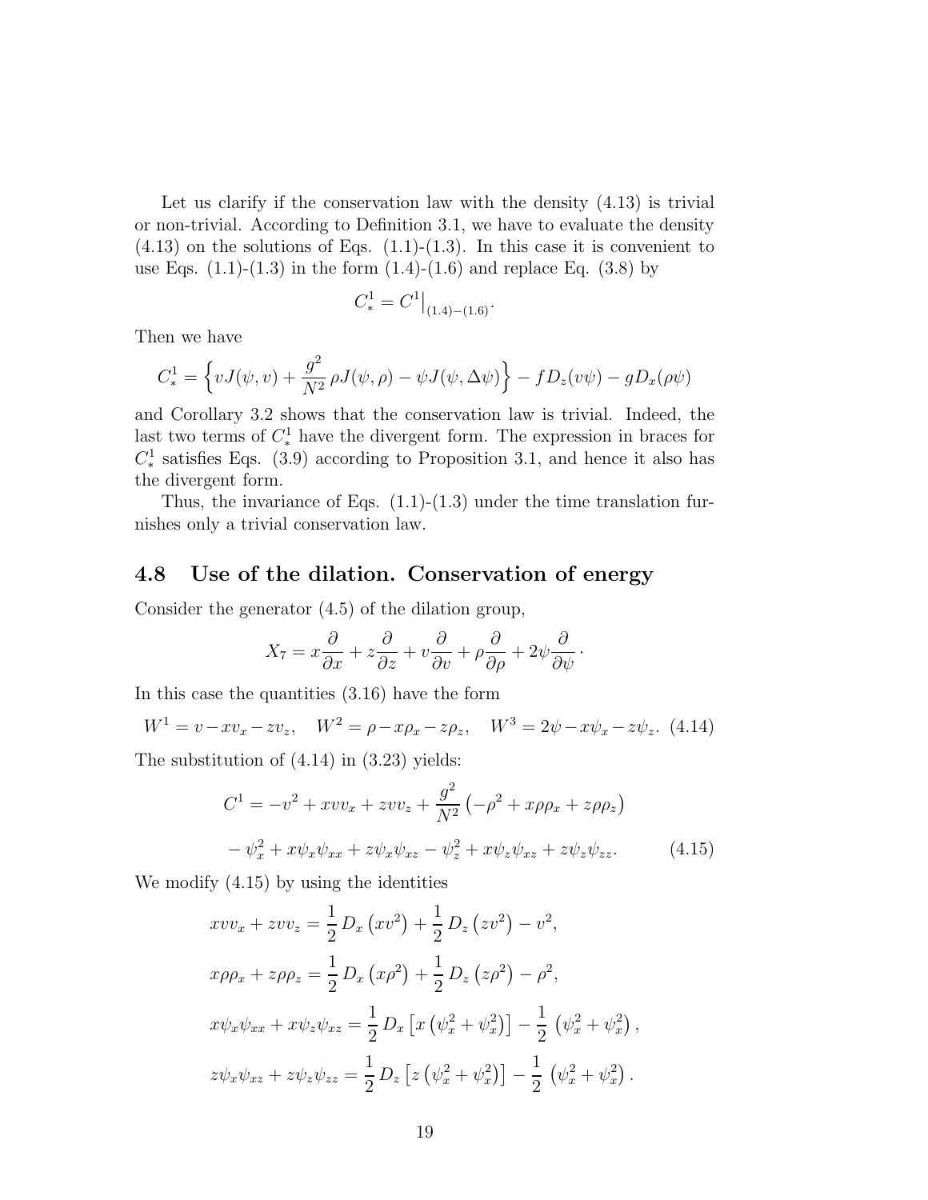Let us clarify if the conservation law with the density (4.13) is trivial or non-trivial. According to Definition 3.1, we have to evaluate the density (4.13) on the solutions of Eqs. (1.1)-(1.3). In this case it is convenient to use Eqs. (1.1)-(1.3) in the form (1.4)-(1.6) and replace Eq. (3.8) by

$$C^1_* = C^1\big|_{(1.4)-(1.6)}.$$

Then we have

$$C^1_* = \left\{ vJ(\psi, v) + \frac{g^2}{N^2}\,\rho J(\psi, \rho) - \psi J(\psi, \Delta\psi) \right\} - f D_z(v\psi) - g D_x(\rho\psi)$$

and Corollary 3.2 shows that the conservation law is trivial. Indeed, the last two terms of $C^1_*$ have the divergent form. The expression in braces for $C^1_*$ satisfies Eqs. (3.9) according to Proposition 3.1, and hence it also has the divergent form.

Thus, the invariance of Eqs. (1.1)-(1.3) under the time translation furnishes only a trivial conservation law.

### 4.8 Use of the dilation. Conservation of energy

Consider the generator (4.5) of the dilation group,

$$X_7 = x\frac{\partial}{\partial x} + z\frac{\partial}{\partial z} + v\frac{\partial}{\partial v} + \rho\frac{\partial}{\partial \rho} + 2\psi\frac{\partial}{\partial \psi}\,\cdot$$

In this case the quantities (3.16) have the form

$$W^1 = v - xv_x - zv_z, \quad W^2 = \rho - x\rho_x - z\rho_z, \quad W^3 = 2\psi - x\psi_x - z\psi_z. \quad (4.14)$$

The substitution of (4.14) in (3.23) yields:

$$\begin{aligned} C^1 &= -v^2 + xvv_x + zvv_z + \frac{g^2}{N^2}\left(-\rho^2 + x\rho\rho_x + z\rho\rho_z\right) \\ &- \psi_x^2 + x\psi_x\psi_{xx} + z\psi_x\psi_{xz} - \psi_z^2 + x\psi_z\psi_{xz} + z\psi_z\psi_{zz}. \end{aligned} \quad (4.15)$$

We modify (4.15) by using the identities

$$\begin{aligned} xvv_x + zvv_z &= \frac{1}{2}\,D_x\left(xv^2\right) + \frac{1}{2}\,D_z\left(zv^2\right) - v^2, \\ x\rho\rho_x + z\rho\rho_z &= \frac{1}{2}\,D_x\left(x\rho^2\right) + \frac{1}{2}\,D_z\left(z\rho^2\right) - \rho^2, \\ x\psi_x\psi_{xx} + x\psi_z\psi_{xz} &= \frac{1}{2}\,D_x\left[x\left(\psi_x^2 + \psi_x^2\right)\right] - \frac{1}{2}\,\left(\psi_x^2 + \psi_x^2\right), \\ z\psi_x\psi_{xz} + z\psi_z\psi_{zz} &= \frac{1}{2}\,D_z\left[z\left(\psi_x^2 + \psi_x^2\right)\right] - \frac{1}{2}\,\left(\psi_x^2 + \psi_x^2\right). \end{aligned}$$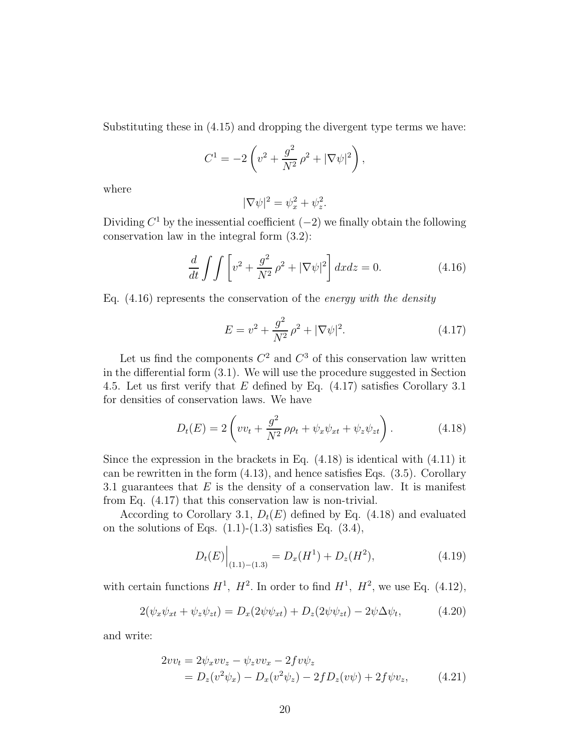Substituting these in (4.15) and dropping the divergent type terms we have:

$$C^1 = -2\left(v^2 + \frac{g^2}{N^2}\,\rho^2 + |\nabla\psi|^2\right),$$

where

$$|\nabla\psi|^2 = \psi_x^2 + \psi_z^2.$$

Dividing $C^1$ by the inessential coefficient $(-2)$ we finally obtain the following conservation law in the integral form (3.2):

$$\frac{d}{dt}\int\int\left[v^2 + \frac{g^2}{N^2}\,\rho^2 + |\nabla\psi|^2\right]dxdz = 0. \tag{4.16}$$

Eq. (4.16) represents the conservation of the *energy with the density*

$$E = v^2 + \frac{g^2}{N^2}\,\rho^2 + |\nabla\psi|^2. \tag{4.17}$$

Let us find the components $C^2$ and $C^3$ of this conservation law written in the differential form (3.1). We will use the procedure suggested in Section 4.5. Let us first verify that $E$ defined by Eq. (4.17) satisfies Corollary 3.1 for densities of conservation laws. We have

$$D_t(E) = 2\left(vv_t + \frac{g^2}{N^2}\,\rho\rho_t + \psi_x\psi_{xt} + \psi_z\psi_{zt}\right). \tag{4.18}$$

Since the expression in the brackets in Eq. (4.18) is identical with (4.11) it can be rewritten in the form (4.13), and hence satisfies Eqs. (3.5). Corollary 3.1 guarantees that $E$ is the density of a conservation law. It is manifest from Eq. (4.17) that this conservation law is non-trivial.

According to Corollary 3.1, $D_t(E)$ defined by Eq. (4.18) and evaluated on the solutions of Eqs. (1.1)-(1.3) satisfies Eq. (3.4),

$$D_t(E)\Big|_{(1.1)-(1.3)} = D_x(H^1) + D_z(H^2), \tag{4.19}$$

with certain functions $H^1,\ H^2$. In order to find $H^1,\ H^2$, we use Eq. (4.12),

$$2(\psi_x\psi_{xt} + \psi_z\psi_{zt}) = D_x(2\psi\psi_{xt}) + D_z(2\psi\psi_{zt}) - 2\psi\Delta\psi_t, \tag{4.20}$$

and write:

$$\begin{aligned} 2vv_t &= 2\psi_x vv_z - \psi_z vv_x - 2fv\psi_z \\ &= D_z(v^2\psi_x) - D_x(v^2\psi_z) - 2fD_z(v\psi) + 2f\psi v_z, \end{aligned} \tag{4.21}$$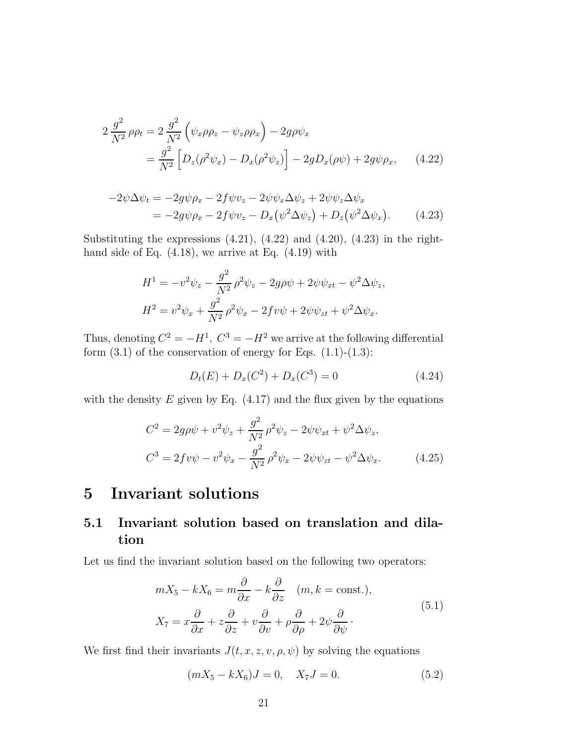$$
\begin{aligned}
2\,\frac{g^2}{N^2}\,\rho\rho_t &= 2\,\frac{g^2}{N^2}\Big(\psi_x\rho\rho_z - \psi_z\rho\rho_x\Big) - 2g\rho\psi_x \\
&= \frac{g^2}{N^2}\Big[D_z(\rho^2\psi_x) - D_x(\rho^2\psi_z)\Big] - 2gD_x(\rho\psi) + 2g\psi\rho_x,
\end{aligned}
\tag{4.22}
$$

$$
\begin{aligned}
-2\psi\Delta\psi_t &= -2g\psi\rho_x - 2f\psi v_z - 2\psi\psi_x\Delta\psi_z + 2\psi\psi_z\Delta\psi_x \\
&= -2g\psi\rho_x - 2f\psi v_z - D_x\big(\psi^2\Delta\psi_z\big) + D_z\big(\psi^2\Delta\psi_x\big).
\end{aligned}
\tag{4.23}
$$

Substituting the expressions (4.21), (4.22) and (4.20), (4.23) in the right-hand side of Eq. (4.18), we arrive at Eq. (4.19) with

$$
\begin{aligned}
H^1 &= -v^2\psi_z - \frac{g^2}{N^2}\,\rho^2\psi_z - 2g\rho\psi + 2\psi\psi_{xt} - \psi^2\Delta\psi_z, \\
H^2 &= v^2\psi_x + \frac{g^2}{N^2}\,\rho^2\psi_x - 2fv\psi + 2\psi\psi_{zt} + \psi^2\Delta\psi_x.
\end{aligned}
$$

Thus, denoting $C^2 = -H^1,\ C^3 = -H^2$ we arrive at the following differential form (3.1) of the conservation of energy for Eqs. (1.1)-(1.3):

$$
D_t(E) + D_x(C^2) + D_x(C^3) = 0 \tag{4.24}
$$

with the density $E$ given by Eq. (4.17) and the flux given by the equations

$$
\begin{aligned}
C^2 &= 2g\rho\psi + v^2\psi_z + \frac{g^2}{N^2}\,\rho^2\psi_z - 2\psi\psi_{xt} + \psi^2\Delta\psi_z, \\
C^3 &= 2fv\psi - v^2\psi_x - \frac{g^2}{N^2}\,\rho^2\psi_x - 2\psi\psi_{zt} - \psi^2\Delta\psi_x.
\end{aligned}
\tag{4.25}
$$

# 5 Invariant solutions

## 5.1 Invariant solution based on translation and dilation

Let us find the invariant solution based on the following two operators:

$$
\begin{aligned}
mX_5 - kX_6 &= m\frac{\partial}{\partial x} - k\frac{\partial}{\partial z} \quad (m, k = \text{const.}), \\
X_7 &= x\frac{\partial}{\partial x} + z\frac{\partial}{\partial z} + v\frac{\partial}{\partial v} + \rho\frac{\partial}{\partial \rho} + 2\psi\frac{\partial}{\partial \psi}\,\cdot
\end{aligned}
\tag{5.1}
$$

We first find their invariants $J(t, x, z, v, \rho, \psi)$ by solving the equations

$$
(mX_5 - kX_6)J = 0, \quad X_7 J = 0. \tag{5.2}
$$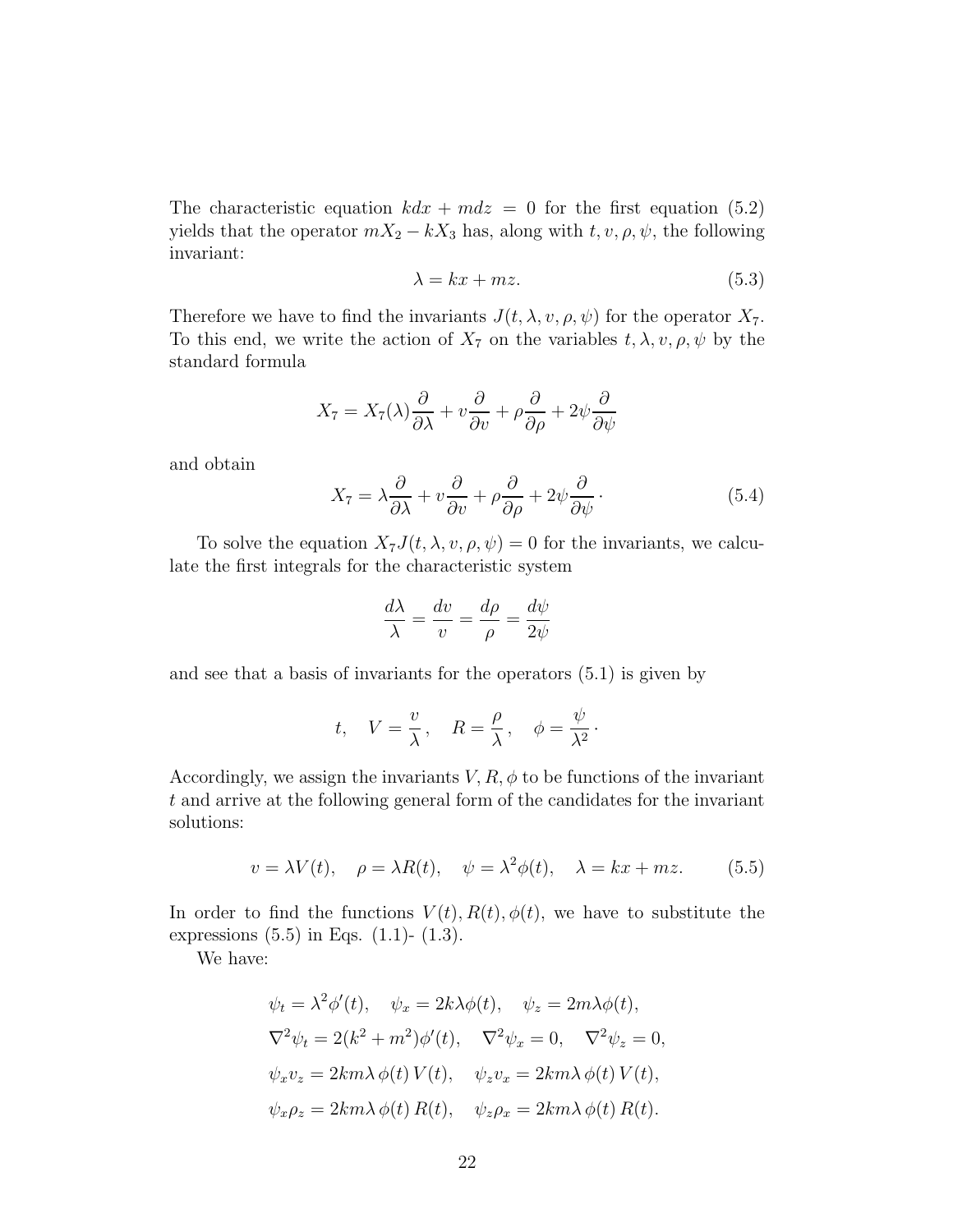The characteristic equation $kdx + mdz = 0$ for the first equation (5.2) yields that the operator $mX_2 - kX_3$ has, along with $t, v, \rho, \psi$, the following invariant:

$$\lambda = kx + mz. \tag{5.3}$$

Therefore we have to find the invariants $J(t, \lambda, v, \rho, \psi)$ for the operator $X_7$. To this end, we write the action of $X_7$ on the variables $t, \lambda, v, \rho, \psi$ by the standard formula

$$X_7 = X_7(\lambda)\frac{\partial}{\partial \lambda} + v\frac{\partial}{\partial v} + \rho\frac{\partial}{\partial \rho} + 2\psi\frac{\partial}{\partial \psi}$$

and obtain

$$X_7 = \lambda\frac{\partial}{\partial \lambda} + v\frac{\partial}{\partial v} + \rho\frac{\partial}{\partial \rho} + 2\psi\frac{\partial}{\partial \psi}\,\cdot \tag{5.4}$$

To solve the equation $X_7 J(t, \lambda, v, \rho, \psi) = 0$ for the invariants, we calculate the first integrals for the characteristic system

$$\frac{d\lambda}{\lambda} = \frac{dv}{v} = \frac{d\rho}{\rho} = \frac{d\psi}{2\psi}$$

and see that a basis of invariants for the operators (5.1) is given by

$$t, \quad V = \frac{v}{\lambda}\,, \quad R = \frac{\rho}{\lambda}\,, \quad \phi = \frac{\psi}{\lambda^2}\,\cdot$$

Accordingly, we assign the invariants $V, R, \phi$ to be functions of the invariant $t$ and arrive at the following general form of the candidates for the invariant solutions:

$$v = \lambda V(t), \quad \rho = \lambda R(t), \quad \psi = \lambda^2 \phi(t), \quad \lambda = kx + mz. \tag{5.5}$$

In order to find the functions $V(t), R(t), \phi(t)$, we have to substitute the expressions (5.5) in Eqs. (1.1)- (1.3).

We have:

$$\psi_t = \lambda^2 \phi'(t), \quad \psi_x = 2k\lambda\phi(t), \quad \psi_z = 2m\lambda\phi(t),$$
$$\nabla^2\psi_t = 2(k^2 + m^2)\phi'(t), \quad \nabla^2\psi_x = 0, \quad \nabla^2\psi_z = 0,$$
$$\psi_x v_z = 2km\lambda\,\phi(t)\,V(t), \quad \psi_z v_x = 2km\lambda\,\phi(t)\,V(t),$$
$$\psi_x \rho_z = 2km\lambda\,\phi(t)\,R(t), \quad \psi_z \rho_x = 2km\lambda\,\phi(t)\,R(t).$$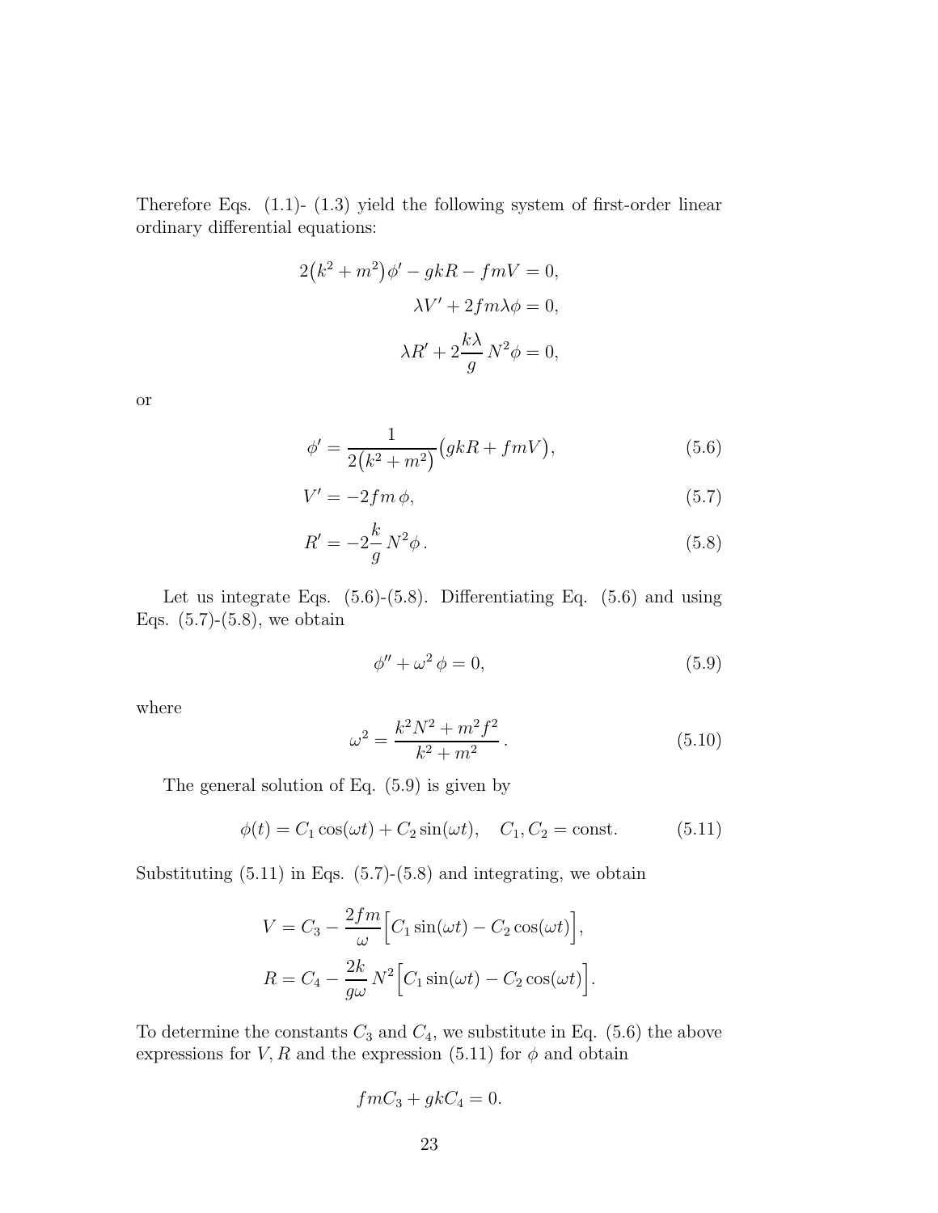Therefore Eqs. (1.1)- (1.3) yield the following system of first-order linear ordinary differential equations:

$$
\begin{aligned}
2\big(k^2+m^2\big)\phi' - gkR - fmV &= 0,\\
\lambda V' + 2fm\lambda\phi &= 0,\\
\lambda R' + 2\frac{k\lambda}{g}\,N^2\phi &= 0,
\end{aligned}
$$

or

$$
\phi' = \frac{1}{2\big(k^2+m^2\big)}\big(gkR + fmV\big), \tag{5.6}
$$

$$
V' = -2fm\,\phi, \tag{5.7}
$$

$$
R' = -2\frac{k}{g}\,N^2\phi\,. \tag{5.8}
$$

Let us integrate Eqs. (5.6)-(5.8). Differentiating Eq. (5.6) and using Eqs. (5.7)-(5.8), we obtain

$$
\phi'' + \omega^2\,\phi = 0, \tag{5.9}
$$

where

$$
\omega^2 = \frac{k^2N^2 + m^2f^2}{k^2+m^2}\,. \tag{5.10}
$$

The general solution of Eq. (5.9) is given by

$$
\phi(t) = C_1\cos(\omega t) + C_2\sin(\omega t), \quad C_1, C_2 = \text{const}. \tag{5.11}
$$

Substituting (5.11) in Eqs. (5.7)-(5.8) and integrating, we obtain

$$
\begin{aligned}
V &= C_3 - \frac{2fm}{\omega}\Big[C_1\sin(\omega t) - C_2\cos(\omega t)\Big],\\
R &= C_4 - \frac{2k}{g\omega}\,N^2\Big[C_1\sin(\omega t) - C_2\cos(\omega t)\Big].
\end{aligned}
$$

To determine the constants $C_3$ and $C_4$, we substitute in Eq. (5.6) the above expressions for $V, R$ and the expression (5.11) for $\phi$ and obtain

$$
fmC_3 + gkC_4 = 0.
$$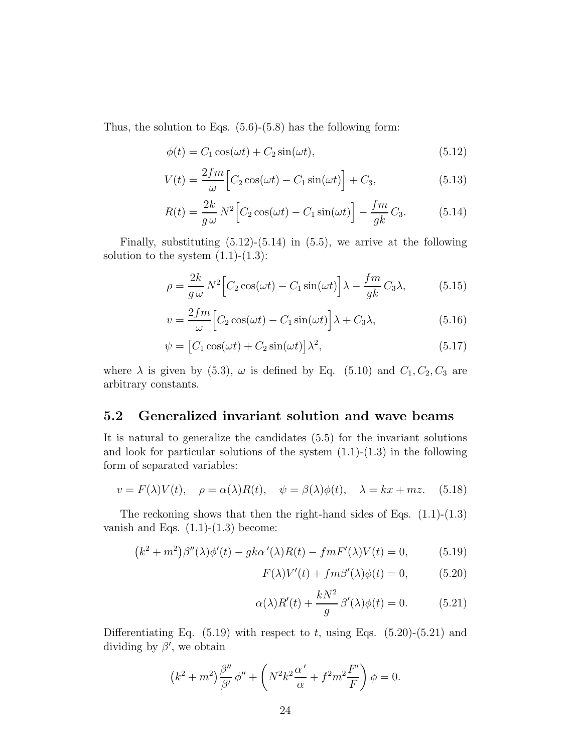Thus, the solution to Eqs. (5.6)-(5.8) has the following form:

$$\phi(t) = C_1 \cos(\omega t) + C_2 \sin(\omega t), \tag{5.12}$$

$$V(t) = \frac{2fm}{\omega}\Big[C_2 \cos(\omega t) - C_1 \sin(\omega t)\Big] + C_3, \tag{5.13}$$

$$R(t) = \frac{2k}{g\,\omega}\, N^2\Big[C_2 \cos(\omega t) - C_1 \sin(\omega t)\Big] - \frac{fm}{gk}\, C_3. \tag{5.14}$$

Finally, substituting (5.12)-(5.14) in (5.5), we arrive at the following solution to the system (1.1)-(1.3):

$$\rho = \frac{2k}{g\,\omega}\, N^2\Big[C_2 \cos(\omega t) - C_1 \sin(\omega t)\Big]\lambda - \frac{fm}{gk}\, C_3\lambda, \tag{5.15}$$

$$v = \frac{2fm}{\omega}\Big[C_2 \cos(\omega t) - C_1 \sin(\omega t)\Big]\lambda + C_3\lambda, \tag{5.16}$$

$$\psi = \big[C_1 \cos(\omega t) + C_2 \sin(\omega t)\big]\lambda^2, \tag{5.17}$$

where $\lambda$ is given by (5.3), $\omega$ is defined by Eq. (5.10) and $C_1, C_2, C_3$ are arbitrary constants.

## 5.2 Generalized invariant solution and wave beams

It is natural to generalize the candidates (5.5) for the invariant solutions and look for particular solutions of the system (1.1)-(1.3) in the following form of separated variables:

$$v = F(\lambda)V(t), \quad \rho = \alpha(\lambda)R(t), \quad \psi = \beta(\lambda)\phi(t), \quad \lambda = kx + mz. \tag{5.18}$$

The reckoning shows that then the right-hand sides of Eqs. (1.1)-(1.3) vanish and Eqs. (1.1)-(1.3) become:

$$\big(k^2 + m^2\big)\beta''(\lambda)\phi'(t) - gk\alpha'(\lambda)R(t) - fmF'(\lambda)V(t) = 0, \tag{5.19}$$

$$F(\lambda)V'(t) + fm\beta'(\lambda)\phi(t) = 0, \tag{5.20}$$

$$\alpha(\lambda)R'(t) + \frac{kN^2}{g}\,\beta'(\lambda)\phi(t) = 0. \tag{5.21}$$

Differentiating Eq. (5.19) with respect to $t$, using Eqs. (5.20)-(5.21) and dividing by $\beta'$, we obtain

$$\big(k^2 + m^2\big)\frac{\beta''}{\beta'}\,\phi'' + \left(N^2k^2\frac{\alpha'}{\alpha} + f^2m^2\frac{F'}{F}\right)\phi = 0.$$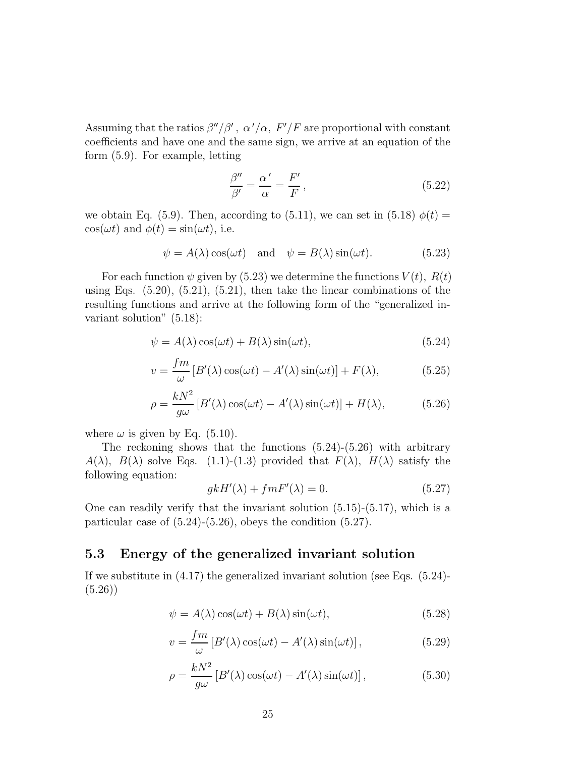Assuming that the ratios $\beta''/\beta'$, $\alpha'/\alpha$, $F'/F$ are proportional with constant coefficients and have one and the same sign, we arrive at an equation of the form (5.9). For example, letting

$$\frac{\beta''}{\beta'} = \frac{\alpha'}{\alpha} = \frac{F'}{F}\,, \tag{5.22}$$

we obtain Eq. (5.9). Then, according to (5.11), we can set in (5.18) $\phi(t) = \cos(\omega t)$ and $\phi(t) = \sin(\omega t)$, i.e.

$$\psi = A(\lambda)\cos(\omega t) \quad \text{and} \quad \psi = B(\lambda)\sin(\omega t). \tag{5.23}$$

For each function $\psi$ given by (5.23) we determine the functions $V(t)$, $R(t)$ using Eqs. (5.20), (5.21), (5.21), then take the linear combinations of the resulting functions and arrive at the following form of the "generalized invariant solution" (5.18):

$$\psi = A(\lambda)\cos(\omega t) + B(\lambda)\sin(\omega t), \tag{5.24}$$

$$v = \frac{fm}{\omega}\left[B'(\lambda)\cos(\omega t) - A'(\lambda)\sin(\omega t)\right] + F(\lambda), \tag{5.25}$$

$$\rho = \frac{kN^2}{g\omega}\left[B'(\lambda)\cos(\omega t) - A'(\lambda)\sin(\omega t)\right] + H(\lambda), \tag{5.26}$$

where $\omega$ is given by Eq. (5.10).

The reckoning shows that the functions (5.24)-(5.26) with arbitrary $A(\lambda)$, $B(\lambda)$ solve Eqs. (1.1)-(1.3) provided that $F(\lambda)$, $H(\lambda)$ satisfy the following equation:

$$gkH'(\lambda) + fmF'(\lambda) = 0. \tag{5.27}$$

One can readily verify that the invariant solution (5.15)-(5.17), which is a particular case of (5.24)-(5.26), obeys the condition (5.27).

## 5.3 Energy of the generalized invariant solution

If we substitute in (4.17) the generalized invariant solution (see Eqs. (5.24)-(5.26))

$$\psi = A(\lambda)\cos(\omega t) + B(\lambda)\sin(\omega t), \tag{5.28}$$

$$v = \frac{fm}{\omega}\left[B'(\lambda)\cos(\omega t) - A'(\lambda)\sin(\omega t)\right], \tag{5.29}$$

$$\rho = \frac{kN^2}{g\omega}\left[B'(\lambda)\cos(\omega t) - A'(\lambda)\sin(\omega t)\right], \tag{5.30}$$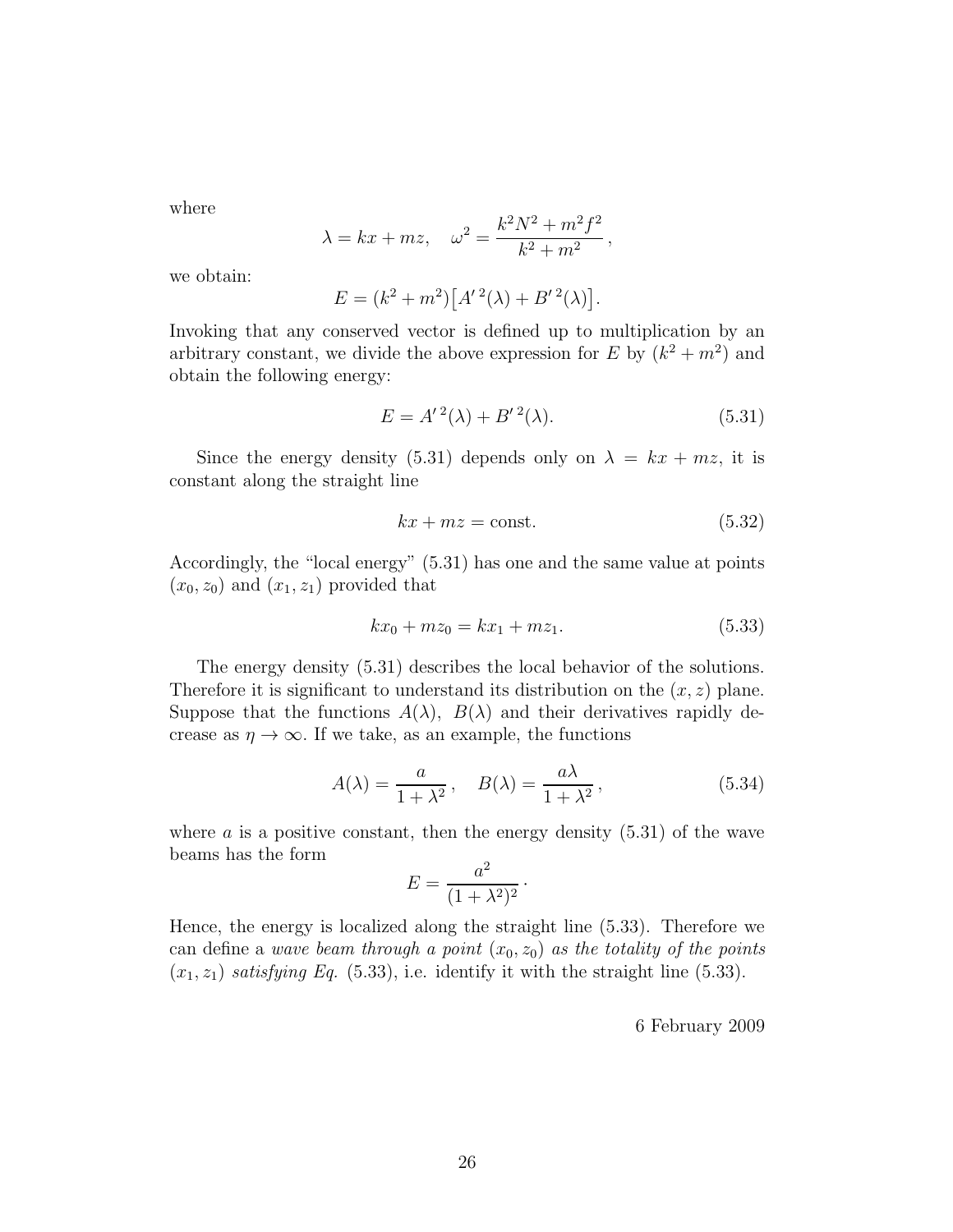where

$$\lambda = kx + mz, \quad \omega^2 = \frac{k^2 N^2 + m^2 f^2}{k^2 + m^2}\,,$$

we obtain:

$$E = (k^2 + m^2)\big[A'^{\,2}(\lambda) + B'^{\,2}(\lambda)\big].$$

Invoking that any conserved vector is defined up to multiplication by an arbitrary constant, we divide the above expression for $E$ by $(k^2 + m^2)$ and obtain the following energy:

$$E = A'^{\,2}(\lambda) + B'^{\,2}(\lambda). \tag{5.31}$$

Since the energy density (5.31) depends only on $\lambda = kx + mz$, it is constant along the straight line

$$kx + mz = \text{const.} \tag{5.32}$$

Accordingly, the "local energy" (5.31) has one and the same value at points $(x_0, z_0)$ and $(x_1, z_1)$ provided that

$$kx_0 + mz_0 = kx_1 + mz_1. \tag{5.33}$$

The energy density (5.31) describes the local behavior of the solutions. Therefore it is significant to understand its distribution on the $(x, z)$ plane. Suppose that the functions $A(\lambda)$, $B(\lambda)$ and their derivatives rapidly decrease as $\eta \to \infty$. If we take, as an example, the functions

$$A(\lambda) = \frac{a}{1 + \lambda^2}\,, \quad B(\lambda) = \frac{a\lambda}{1 + \lambda^2}\,, \tag{5.34}$$

where $a$ is a positive constant, then the energy density (5.31) of the wave beams has the form

$$E = \frac{a^2}{(1 + \lambda^2)^2}\,\cdot$$

Hence, the energy is localized along the straight line (5.33). Therefore we can define a *wave beam through a point* $(x_0, z_0)$ *as the totality of the points* $(x_1, z_1)$ *satisfying Eq.* (5.33), i.e. identify it with the straight line (5.33).

6 February 2009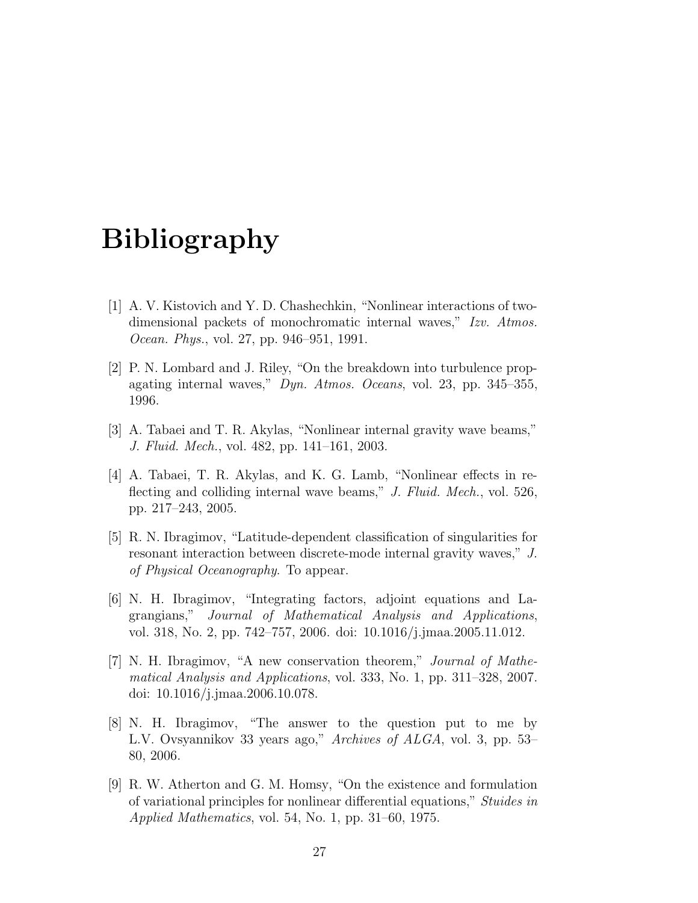# Bibliography

[1] A. V. Kistovich and Y. D. Chashechkin, "Nonlinear interactions of two-dimensional packets of monochromatic internal waves," *Izv. Atmos. Ocean. Phys.*, vol. 27, pp. 946–951, 1991.

[2] P. N. Lombard and J. Riley, "On the breakdown into turbulence propagating internal waves," *Dyn. Atmos. Oceans*, vol. 23, pp. 345–355, 1996.

[3] A. Tabaei and T. R. Akylas, "Nonlinear internal gravity wave beams," *J. Fluid. Mech.*, vol. 482, pp. 141–161, 2003.

[4] A. Tabaei, T. R. Akylas, and K. G. Lamb, "Nonlinear effects in reflecting and colliding internal wave beams," *J. Fluid. Mech.*, vol. 526, pp. 217–243, 2005.

[5] R. N. Ibragimov, "Latitude-dependent classification of singularities for resonant interaction between discrete-mode internal gravity waves," *J. of Physical Oceanography*. To appear.

[6] N. H. Ibragimov, "Integrating factors, adjoint equations and Lagrangians," *Journal of Mathematical Analysis and Applications*, vol. 318, No. 2, pp. 742–757, 2006. doi: 10.1016/j.jmaa.2005.11.012.

[7] N. H. Ibragimov, "A new conservation theorem," *Journal of Mathematical Analysis and Applications*, vol. 333, No. 1, pp. 311–328, 2007. doi: 10.1016/j.jmaa.2006.10.078.

[8] N. H. Ibragimov, "The answer to the question put to me by L.V. Ovsyannikov 33 years ago," *Archives of ALGA*, vol. 3, pp. 53–80, 2006.

[9] R. W. Atherton and G. M. Homsy, "On the existence and formulation of variational principles for nonlinear differential equations," *Stuides in Applied Mathematics*, vol. 54, No. 1, pp. 31–60, 1975.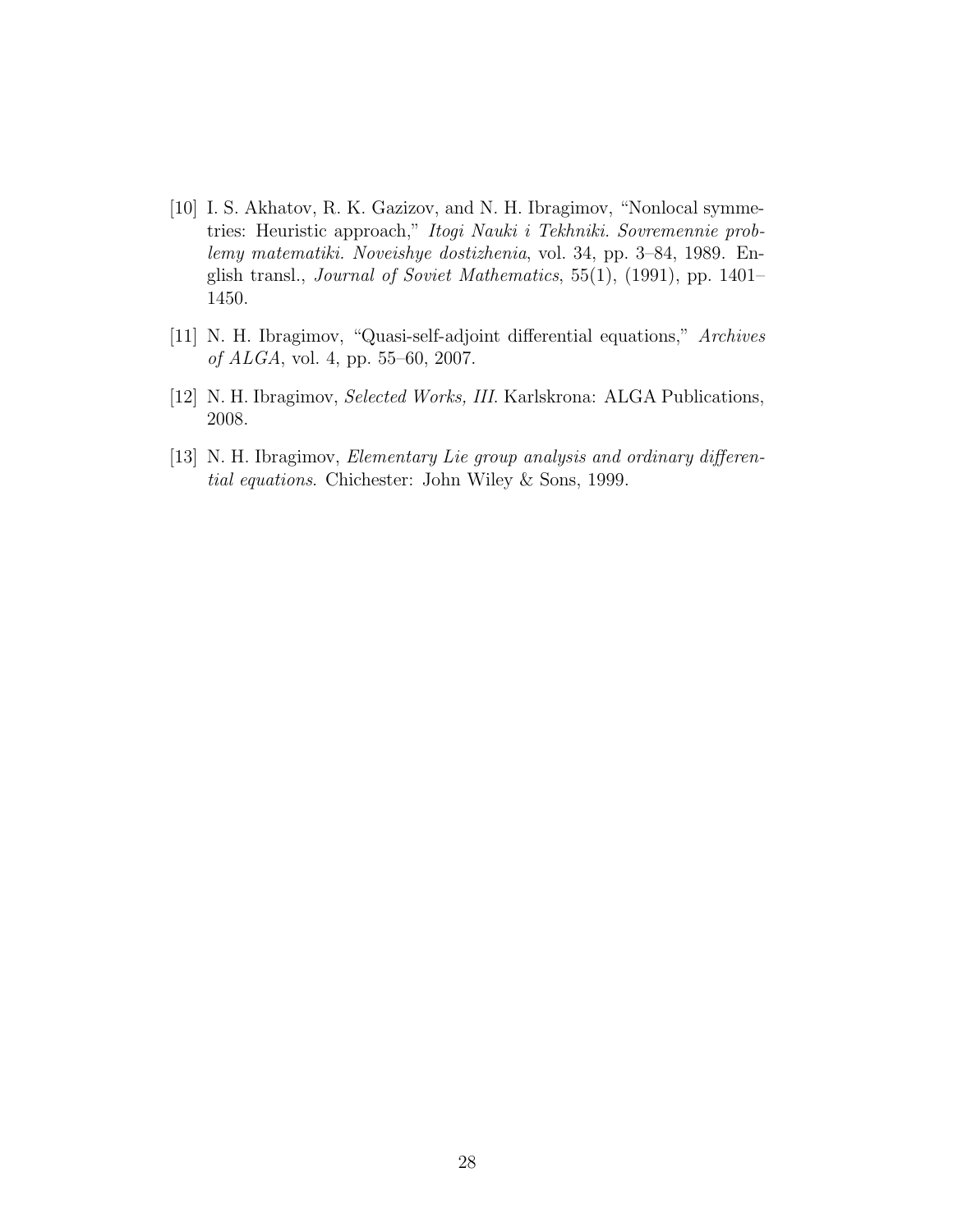[10] I. S. Akhatov, R. K. Gazizov, and N. H. Ibragimov, "Nonlocal symmetries: Heuristic approach," *Itogi Nauki i Tekhniki. Sovremennie problemy matematiki. Noveishye dostizhenia*, vol. 34, pp. 3–84, 1989. English transl., *Journal of Soviet Mathematics*, 55(1), (1991), pp. 1401–1450.

[11] N. H. Ibragimov, "Quasi-self-adjoint differential equations," *Archives of ALGA*, vol. 4, pp. 55–60, 2007.

[12] N. H. Ibragimov, *Selected Works, III*. Karlskrona: ALGA Publications, 2008.

[13] N. H. Ibragimov, *Elementary Lie group analysis and ordinary differential equations*. Chichester: John Wiley & Sons, 1999.